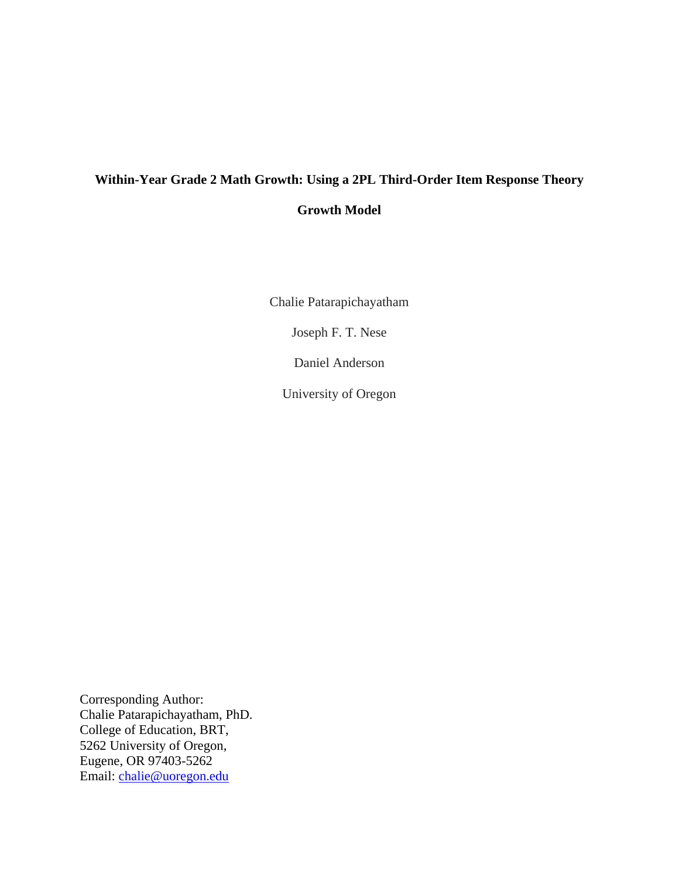# Within-Year Grade 2 Math Growth: Using a 2PL Third-Order Item Response Theory Growth Model

Chalie Patarapichayatham

Joseph F. T. Nese

Daniel Anderson

University of Oregon

Corresponding Author:
Chalie Patarapichayatham, PhD.
College of Education, BRT,
5262 University of Oregon,
Eugene, OR 97403-5262
Email: chalie@uoregon.edu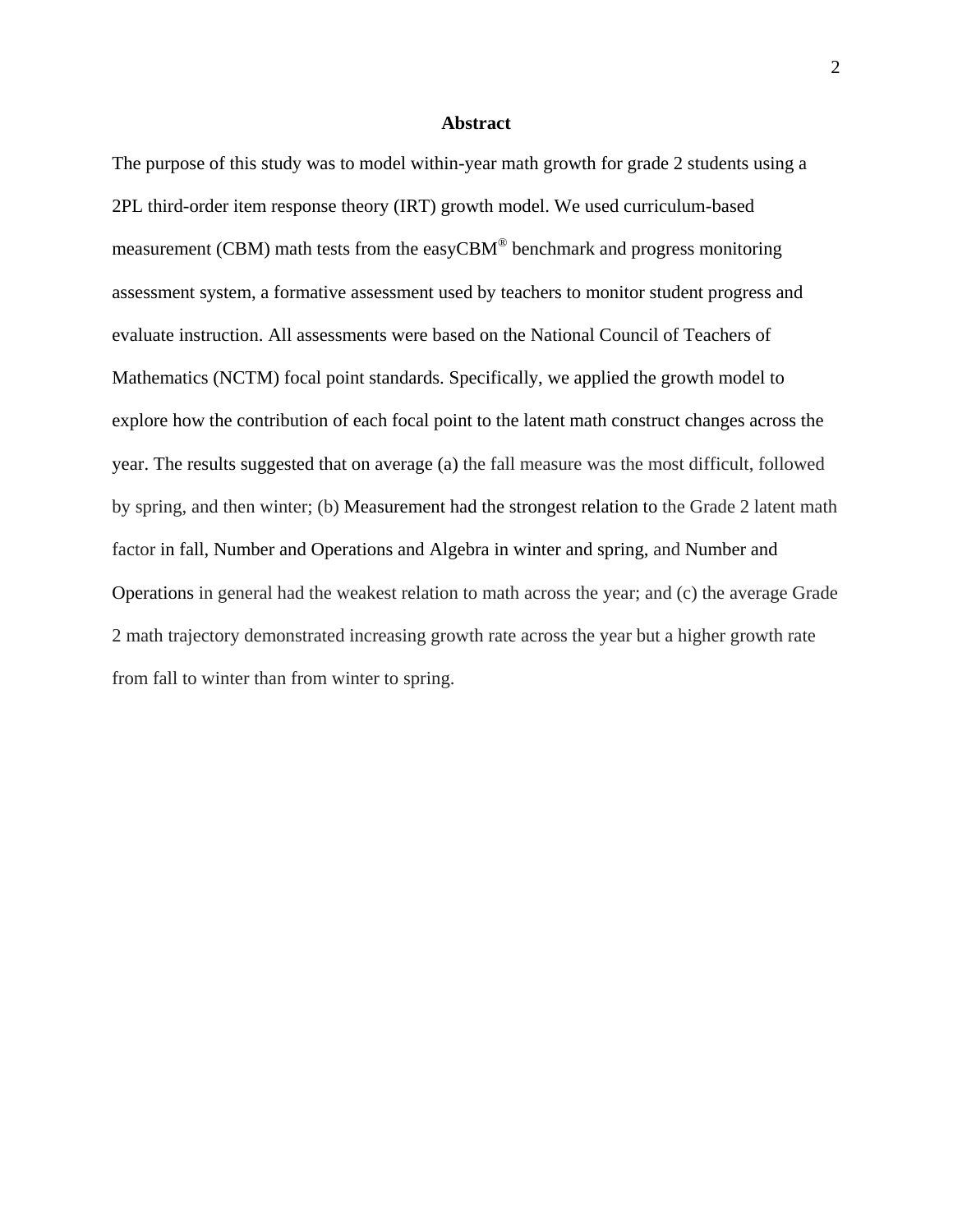# Abstract

The purpose of this study was to model within-year math growth for grade 2 students using a 2PL third-order item response theory (IRT) growth model. We used curriculum-based measurement (CBM) math tests from the easyCBM® benchmark and progress monitoring assessment system, a formative assessment used by teachers to monitor student progress and evaluate instruction. All assessments were based on the National Council of Teachers of Mathematics (NCTM) focal point standards. Specifically, we applied the growth model to explore how the contribution of each focal point to the latent math construct changes across the year. The results suggested that on average (a) the fall measure was the most difficult, followed by spring, and then winter; (b) Measurement had the strongest relation to the Grade 2 latent math factor in fall, Number and Operations and Algebra in winter and spring, and Number and Operations in general had the weakest relation to math across the year; and (c) the average Grade 2 math trajectory demonstrated increasing growth rate across the year but a higher growth rate from fall to winter than from winter to spring.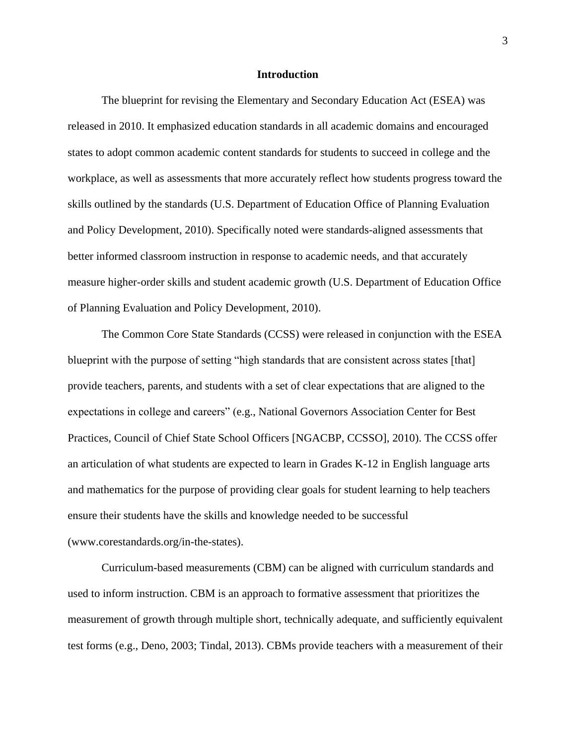# Introduction

The blueprint for revising the Elementary and Secondary Education Act (ESEA) was released in 2010. It emphasized education standards in all academic domains and encouraged states to adopt common academic content standards for students to succeed in college and the workplace, as well as assessments that more accurately reflect how students progress toward the skills outlined by the standards (U.S. Department of Education Office of Planning Evaluation and Policy Development, 2010). Specifically noted were standards-aligned assessments that better informed classroom instruction in response to academic needs, and that accurately measure higher-order skills and student academic growth (U.S. Department of Education Office of Planning Evaluation and Policy Development, 2010).

The Common Core State Standards (CCSS) were released in conjunction with the ESEA blueprint with the purpose of setting "high standards that are consistent across states [that] provide teachers, parents, and students with a set of clear expectations that are aligned to the expectations in college and careers" (e.g., National Governors Association Center for Best Practices, Council of Chief State School Officers [NGACBP, CCSSO], 2010). The CCSS offer an articulation of what students are expected to learn in Grades K-12 in English language arts and mathematics for the purpose of providing clear goals for student learning to help teachers ensure their students have the skills and knowledge needed to be successful (www.corestandards.org/in-the-states).

Curriculum-based measurements (CBM) can be aligned with curriculum standards and used to inform instruction. CBM is an approach to formative assessment that prioritizes the measurement of growth through multiple short, technically adequate, and sufficiently equivalent test forms (e.g., Deno, 2003; Tindal, 2013). CBMs provide teachers with a measurement of their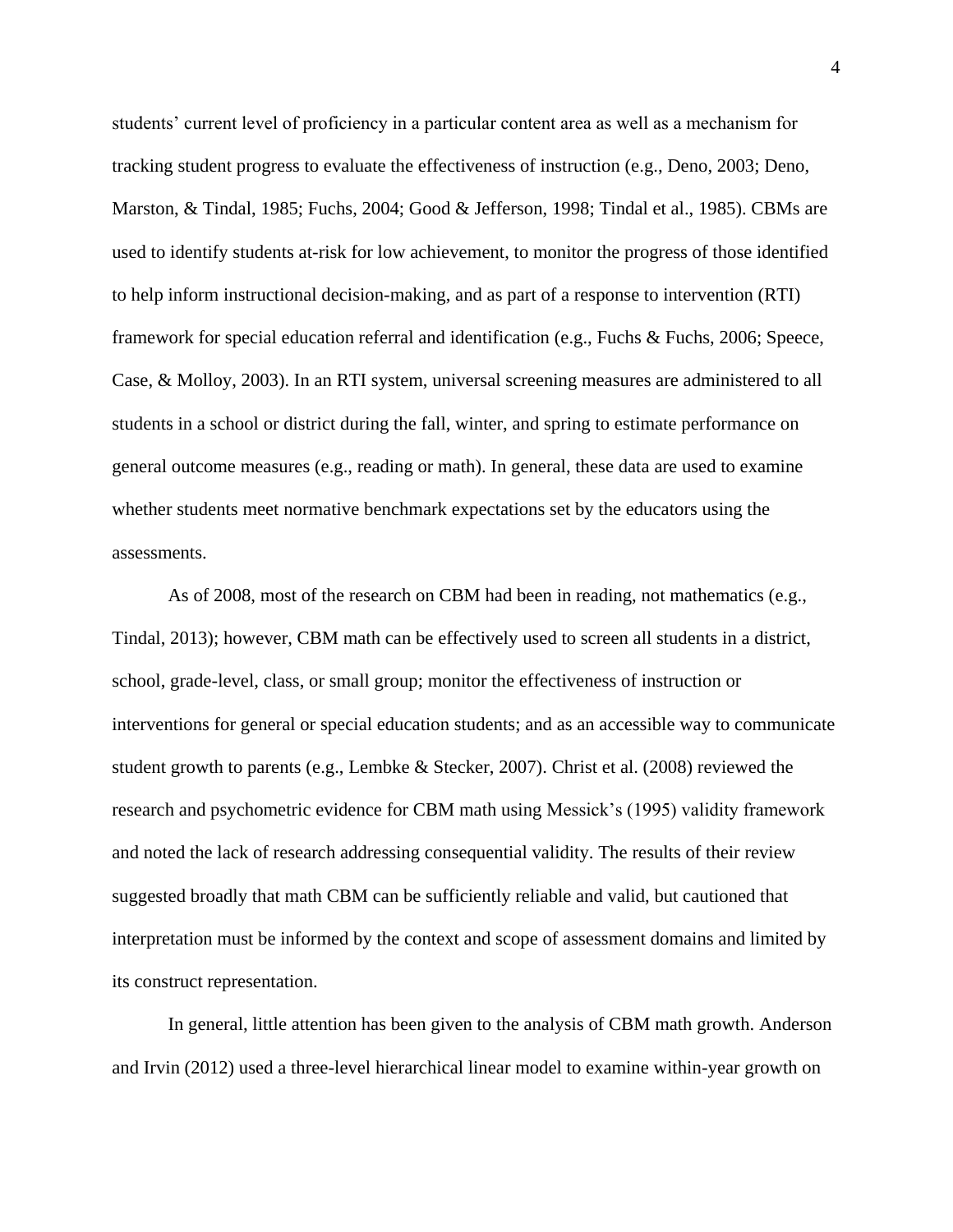students' current level of proficiency in a particular content area as well as a mechanism for tracking student progress to evaluate the effectiveness of instruction (e.g., Deno, 2003; Deno, Marston, & Tindal, 1985; Fuchs, 2004; Good & Jefferson, 1998; Tindal et al., 1985). CBMs are used to identify students at-risk for low achievement, to monitor the progress of those identified to help inform instructional decision-making, and as part of a response to intervention (RTI) framework for special education referral and identification (e.g., Fuchs & Fuchs, 2006; Speece, Case, & Molloy, 2003). In an RTI system, universal screening measures are administered to all students in a school or district during the fall, winter, and spring to estimate performance on general outcome measures (e.g., reading or math). In general, these data are used to examine whether students meet normative benchmark expectations set by the educators using the assessments.

As of 2008, most of the research on CBM had been in reading, not mathematics (e.g., Tindal, 2013); however, CBM math can be effectively used to screen all students in a district, school, grade-level, class, or small group; monitor the effectiveness of instruction or interventions for general or special education students; and as an accessible way to communicate student growth to parents (e.g., Lembke & Stecker, 2007). Christ et al. (2008) reviewed the research and psychometric evidence for CBM math using Messick's (1995) validity framework and noted the lack of research addressing consequential validity. The results of their review suggested broadly that math CBM can be sufficiently reliable and valid, but cautioned that interpretation must be informed by the context and scope of assessment domains and limited by its construct representation.

In general, little attention has been given to the analysis of CBM math growth. Anderson and Irvin (2012) used a three-level hierarchical linear model to examine within-year growth on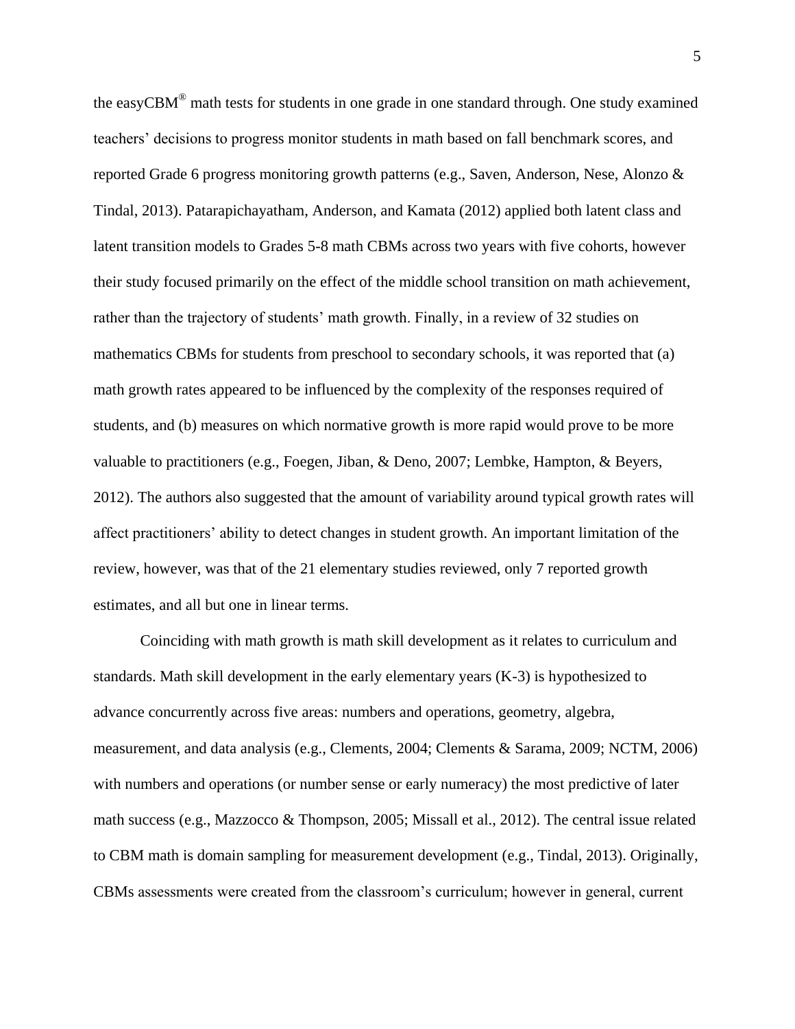the easyCBM® math tests for students in one grade in one standard through. One study examined teachers' decisions to progress monitor students in math based on fall benchmark scores, and reported Grade 6 progress monitoring growth patterns (e.g., Saven, Anderson, Nese, Alonzo & Tindal, 2013). Patarapichayatham, Anderson, and Kamata (2012) applied both latent class and latent transition models to Grades 5-8 math CBMs across two years with five cohorts, however their study focused primarily on the effect of the middle school transition on math achievement, rather than the trajectory of students' math growth. Finally, in a review of 32 studies on mathematics CBMs for students from preschool to secondary schools, it was reported that (a) math growth rates appeared to be influenced by the complexity of the responses required of students, and (b) measures on which normative growth is more rapid would prove to be more valuable to practitioners (e.g., Foegen, Jiban, & Deno, 2007; Lembke, Hampton, & Beyers, 2012). The authors also suggested that the amount of variability around typical growth rates will affect practitioners' ability to detect changes in student growth. An important limitation of the review, however, was that of the 21 elementary studies reviewed, only 7 reported growth estimates, and all but one in linear terms.

Coinciding with math growth is math skill development as it relates to curriculum and standards. Math skill development in the early elementary years (K-3) is hypothesized to advance concurrently across five areas: numbers and operations, geometry, algebra, measurement, and data analysis (e.g., Clements, 2004; Clements & Sarama, 2009; NCTM, 2006) with numbers and operations (or number sense or early numeracy) the most predictive of later math success (e.g., Mazzocco & Thompson, 2005; Missall et al., 2012). The central issue related to CBM math is domain sampling for measurement development (e.g., Tindal, 2013). Originally, CBMs assessments were created from the classroom's curriculum; however in general, current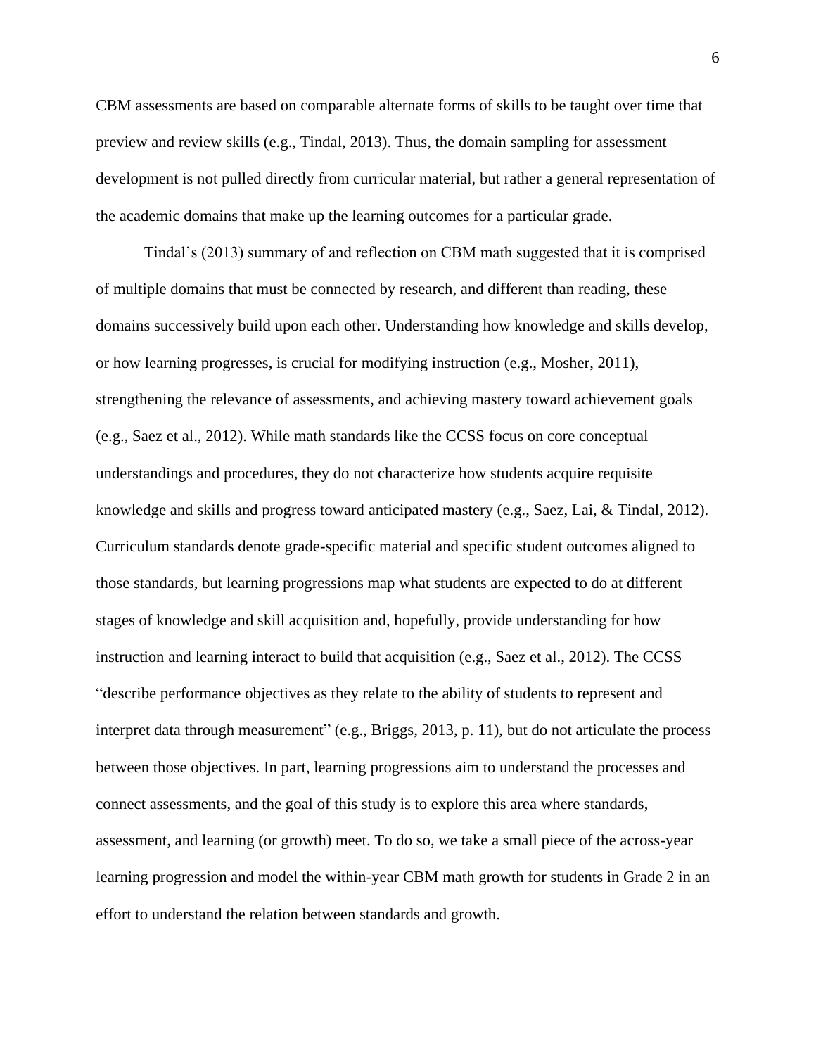CBM assessments are based on comparable alternate forms of skills to be taught over time that preview and review skills (e.g., Tindal, 2013). Thus, the domain sampling for assessment development is not pulled directly from curricular material, but rather a general representation of the academic domains that make up the learning outcomes for a particular grade.

Tindal's (2013) summary of and reflection on CBM math suggested that it is comprised of multiple domains that must be connected by research, and different than reading, these domains successively build upon each other. Understanding how knowledge and skills develop, or how learning progresses, is crucial for modifying instruction (e.g., Mosher, 2011), strengthening the relevance of assessments, and achieving mastery toward achievement goals (e.g., Saez et al., 2012). While math standards like the CCSS focus on core conceptual understandings and procedures, they do not characterize how students acquire requisite knowledge and skills and progress toward anticipated mastery (e.g., Saez, Lai, & Tindal, 2012). Curriculum standards denote grade-specific material and specific student outcomes aligned to those standards, but learning progressions map what students are expected to do at different stages of knowledge and skill acquisition and, hopefully, provide understanding for how instruction and learning interact to build that acquisition (e.g., Saez et al., 2012). The CCSS "describe performance objectives as they relate to the ability of students to represent and interpret data through measurement" (e.g., Briggs, 2013, p. 11), but do not articulate the process between those objectives. In part, learning progressions aim to understand the processes and connect assessments, and the goal of this study is to explore this area where standards, assessment, and learning (or growth) meet. To do so, we take a small piece of the across-year learning progression and model the within-year CBM math growth for students in Grade 2 in an effort to understand the relation between standards and growth.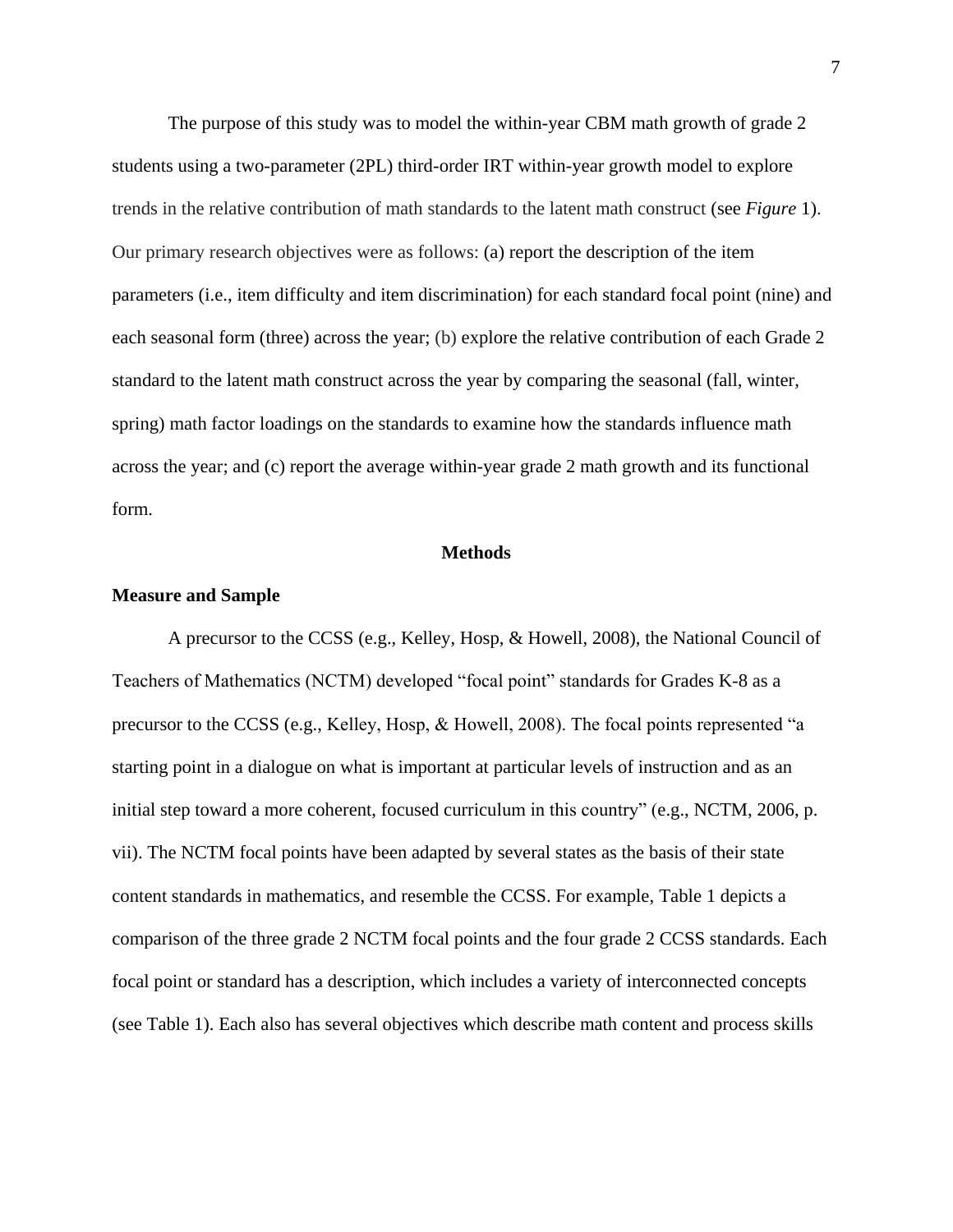The purpose of this study was to model the within-year CBM math growth of grade 2 students using a two-parameter (2PL) third-order IRT within-year growth model to explore trends in the relative contribution of math standards to the latent math construct (see *Figure* 1). Our primary research objectives were as follows: (a) report the description of the item parameters (i.e., item difficulty and item discrimination) for each standard focal point (nine) and each seasonal form (three) across the year; (b) explore the relative contribution of each Grade 2 standard to the latent math construct across the year by comparing the seasonal (fall, winter, spring) math factor loadings on the standards to examine how the standards influence math across the year; and (c) report the average within-year grade 2 math growth and its functional form.

## Methods

### Measure and Sample

A precursor to the CCSS (e.g., Kelley, Hosp, & Howell, 2008), the National Council of Teachers of Mathematics (NCTM) developed "focal point" standards for Grades K-8 as a precursor to the CCSS (e.g., Kelley, Hosp, & Howell, 2008). The focal points represented "a starting point in a dialogue on what is important at particular levels of instruction and as an initial step toward a more coherent, focused curriculum in this country" (e.g., NCTM, 2006, p. vii). The NCTM focal points have been adapted by several states as the basis of their state content standards in mathematics, and resemble the CCSS. For example, Table 1 depicts a comparison of the three grade 2 NCTM focal points and the four grade 2 CCSS standards. Each focal point or standard has a description, which includes a variety of interconnected concepts (see Table 1). Each also has several objectives which describe math content and process skills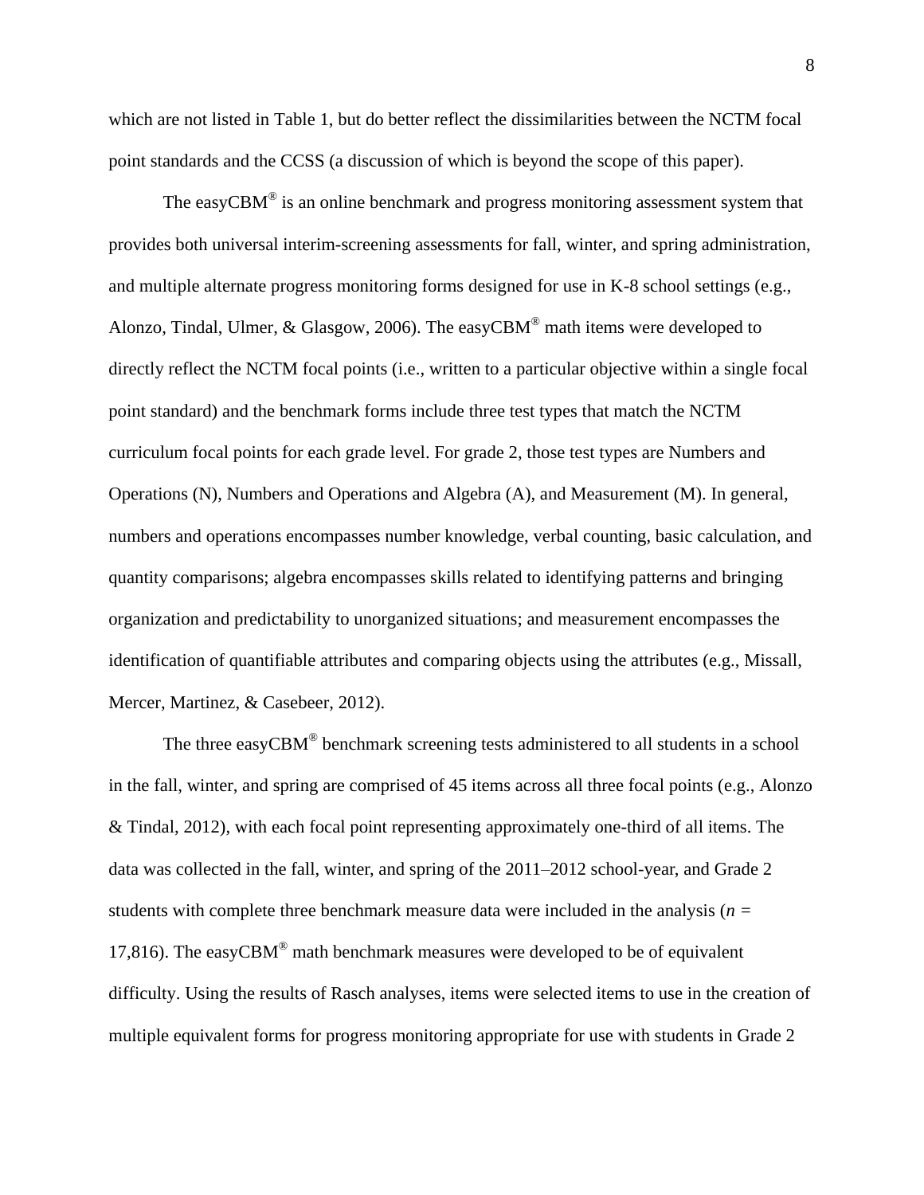which are not listed in Table 1, but do better reflect the dissimilarities between the NCTM focal point standards and the CCSS (a discussion of which is beyond the scope of this paper).

The easyCBM® is an online benchmark and progress monitoring assessment system that provides both universal interim-screening assessments for fall, winter, and spring administration, and multiple alternate progress monitoring forms designed for use in K-8 school settings (e.g., Alonzo, Tindal, Ulmer, & Glasgow, 2006). The easyCBM® math items were developed to directly reflect the NCTM focal points (i.e., written to a particular objective within a single focal point standard) and the benchmark forms include three test types that match the NCTM curriculum focal points for each grade level. For grade 2, those test types are Numbers and Operations (N), Numbers and Operations and Algebra (A), and Measurement (M). In general, numbers and operations encompasses number knowledge, verbal counting, basic calculation, and quantity comparisons; algebra encompasses skills related to identifying patterns and bringing organization and predictability to unorganized situations; and measurement encompasses the identification of quantifiable attributes and comparing objects using the attributes (e.g., Missall, Mercer, Martinez, & Casebeer, 2012).

The three easyCBM® benchmark screening tests administered to all students in a school in the fall, winter, and spring are comprised of 45 items across all three focal points (e.g., Alonzo & Tindal, 2012), with each focal point representing approximately one-third of all items. The data was collected in the fall, winter, and spring of the 2011–2012 school-year, and Grade 2 students with complete three benchmark measure data were included in the analysis ($n$ = 17,816). The easyCBM® math benchmark measures were developed to be of equivalent difficulty. Using the results of Rasch analyses, items were selected items to use in the creation of multiple equivalent forms for progress monitoring appropriate for use with students in Grade 2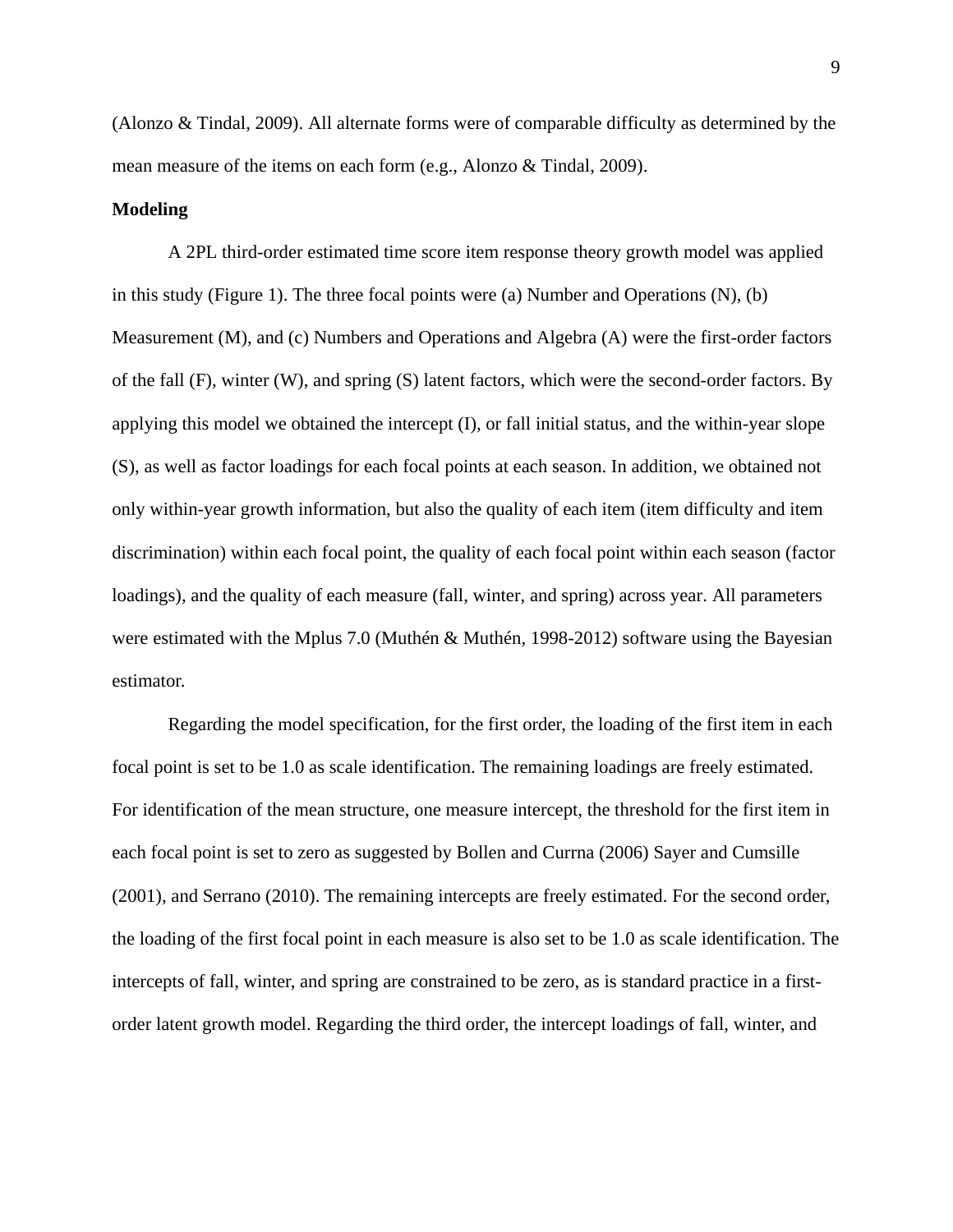(Alonzo & Tindal, 2009). All alternate forms were of comparable difficulty as determined by the mean measure of the items on each form (e.g., Alonzo & Tindal, 2009).

**Modeling**

A 2PL third-order estimated time score item response theory growth model was applied in this study (Figure 1). The three focal points were (a) Number and Operations (N), (b) Measurement (M), and (c) Numbers and Operations and Algebra (A) were the first-order factors of the fall (F), winter (W), and spring (S) latent factors, which were the second-order factors. By applying this model we obtained the intercept (I), or fall initial status, and the within-year slope (S), as well as factor loadings for each focal points at each season. In addition, we obtained not only within-year growth information, but also the quality of each item (item difficulty and item discrimination) within each focal point, the quality of each focal point within each season (factor loadings), and the quality of each measure (fall, winter, and spring) across year. All parameters were estimated with the Mplus 7.0 (Muthén & Muthén, 1998-2012) software using the Bayesian estimator.

Regarding the model specification, for the first order, the loading of the first item in each focal point is set to be 1.0 as scale identification. The remaining loadings are freely estimated. For identification of the mean structure, one measure intercept, the threshold for the first item in each focal point is set to zero as suggested by Bollen and Currna (2006) Sayer and Cumsille (2001), and Serrano (2010). The remaining intercepts are freely estimated. For the second order, the loading of the first focal point in each measure is also set to be 1.0 as scale identification. The intercepts of fall, winter, and spring are constrained to be zero, as is standard practice in a first-order latent growth model. Regarding the third order, the intercept loadings of fall, winter, and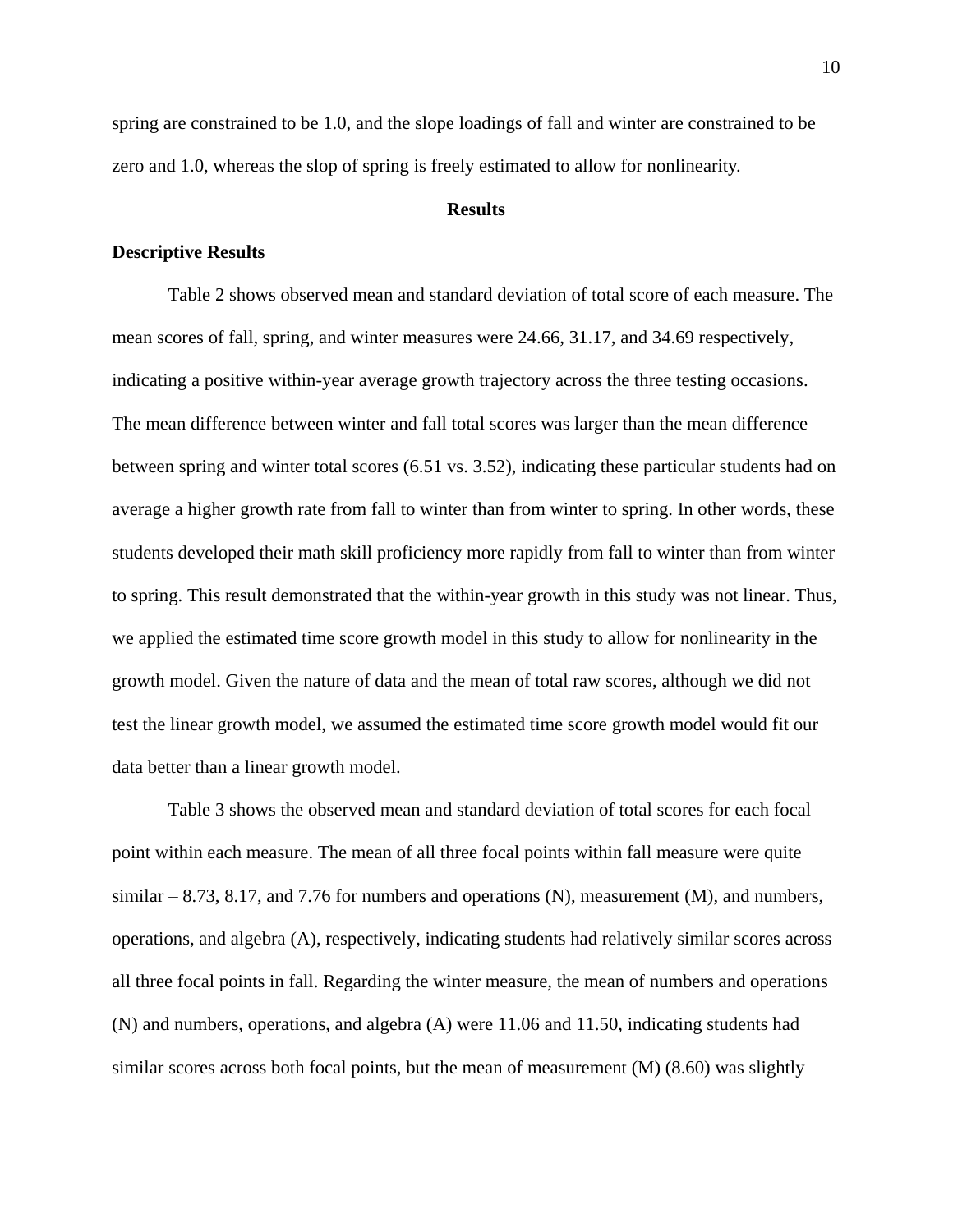spring are constrained to be 1.0, and the slope loadings of fall and winter are constrained to be zero and 1.0, whereas the slop of spring is freely estimated to allow for nonlinearity.

## Results

### Descriptive Results

Table 2 shows observed mean and standard deviation of total score of each measure. The mean scores of fall, spring, and winter measures were 24.66, 31.17, and 34.69 respectively, indicating a positive within-year average growth trajectory across the three testing occasions. The mean difference between winter and fall total scores was larger than the mean difference between spring and winter total scores (6.51 vs. 3.52), indicating these particular students had on average a higher growth rate from fall to winter than from winter to spring. In other words, these students developed their math skill proficiency more rapidly from fall to winter than from winter to spring. This result demonstrated that the within-year growth in this study was not linear. Thus, we applied the estimated time score growth model in this study to allow for nonlinearity in the growth model. Given the nature of data and the mean of total raw scores, although we did not test the linear growth model, we assumed the estimated time score growth model would fit our data better than a linear growth model.

Table 3 shows the observed mean and standard deviation of total scores for each focal point within each measure. The mean of all three focal points within fall measure were quite similar – 8.73, 8.17, and 7.76 for numbers and operations (N), measurement (M), and numbers, operations, and algebra (A), respectively, indicating students had relatively similar scores across all three focal points in fall. Regarding the winter measure, the mean of numbers and operations (N) and numbers, operations, and algebra (A) were 11.06 and 11.50, indicating students had similar scores across both focal points, but the mean of measurement (M) (8.60) was slightly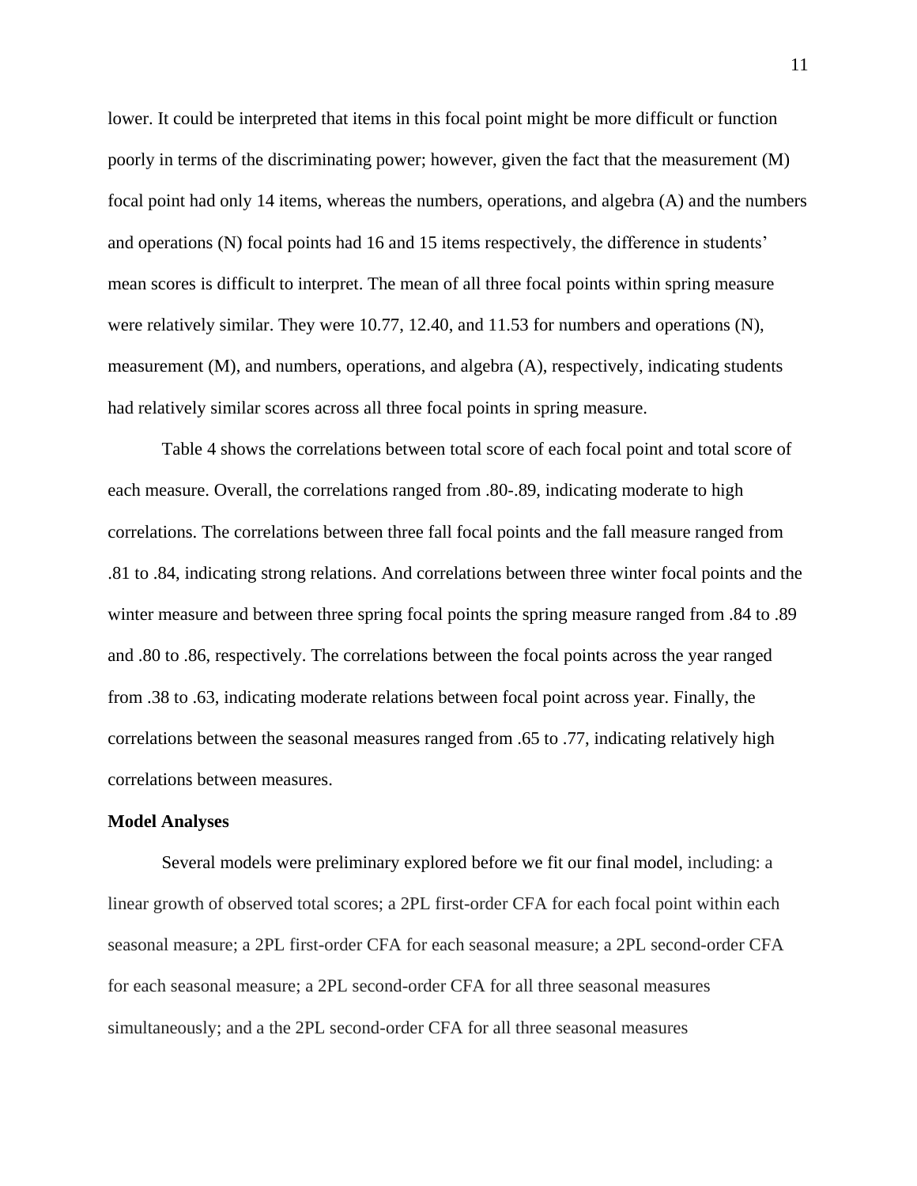lower. It could be interpreted that items in this focal point might be more difficult or function poorly in terms of the discriminating power; however, given the fact that the measurement (M) focal point had only 14 items, whereas the numbers, operations, and algebra (A) and the numbers and operations (N) focal points had 16 and 15 items respectively, the difference in students' mean scores is difficult to interpret. The mean of all three focal points within spring measure were relatively similar. They were 10.77, 12.40, and 11.53 for numbers and operations (N), measurement (M), and numbers, operations, and algebra (A), respectively, indicating students had relatively similar scores across all three focal points in spring measure.

Table 4 shows the correlations between total score of each focal point and total score of each measure. Overall, the correlations ranged from .80-.89, indicating moderate to high correlations. The correlations between three fall focal points and the fall measure ranged from .81 to .84, indicating strong relations. And correlations between three winter focal points and the winter measure and between three spring focal points the spring measure ranged from .84 to .89 and .80 to .86, respectively. The correlations between the focal points across the year ranged from .38 to .63, indicating moderate relations between focal point across year. Finally, the correlations between the seasonal measures ranged from .65 to .77, indicating relatively high correlations between measures.

**Model Analyses**

Several models were preliminary explored before we fit our final model, including: a linear growth of observed total scores; a 2PL first-order CFA for each focal point within each seasonal measure; a 2PL first-order CFA for each seasonal measure; a 2PL second-order CFA for each seasonal measure; a 2PL second-order CFA for all three seasonal measures simultaneously; and a the 2PL second-order CFA for all three seasonal measures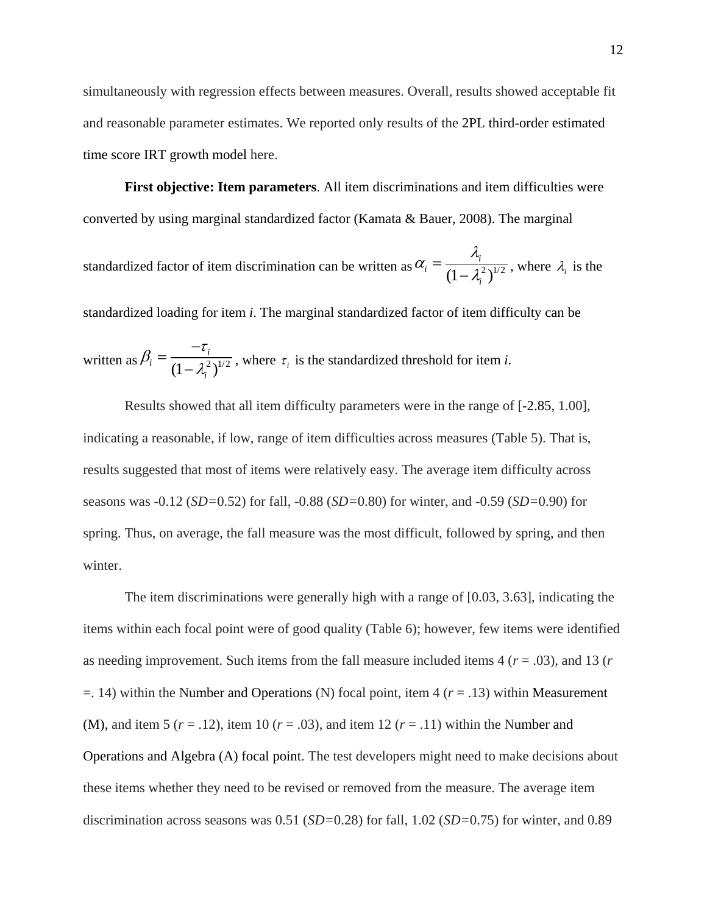simultaneously with regression effects between measures. Overall, results showed acceptable fit and reasonable parameter estimates. We reported only results of the 2PL third-order estimated time score IRT growth model here.

**First objective: Item parameters**. All item discriminations and item difficulties were converted by using marginal standardized factor (Kamata & Bauer, 2008). The marginal standardized factor of item discrimination can be written as $\alpha_i = \frac{\lambda_i}{(1-\lambda_i^2)^{1/2}}$, where $\lambda_i$ is the standardized loading for item *i*. The marginal standardized factor of item difficulty can be written as $\beta_i = \frac{-\tau_i}{(1-\lambda_i^2)^{1/2}}$, where $\tau_i$ is the standardized threshold for item *i*.

Results showed that all item difficulty parameters were in the range of [-2.85, 1.00], indicating a reasonable, if low, range of item difficulties across measures (Table 5). That is, results suggested that most of items were relatively easy. The average item difficulty across seasons was -0.12 (*SD*=0.52) for fall, -0.88 (*SD*=0.80) for winter, and -0.59 (*SD*=0.90) for spring. Thus, on average, the fall measure was the most difficult, followed by spring, and then winter.

The item discriminations were generally high with a range of [0.03, 3.63], indicating the items within each focal point were of good quality (Table 6); however, few items were identified as needing improvement. Such items from the fall measure included items 4 (*r* = .03), and 13 (*r* =. 14) within the Number and Operations (N) focal point, item 4 (*r* = .13) within Measurement (M), and item 5 (*r* = .12), item 10 (*r* = .03), and item 12 (*r* = .11) within the Number and Operations and Algebra (A) focal point. The test developers might need to make decisions about these items whether they need to be revised or removed from the measure. The average item discrimination across seasons was 0.51 (*SD*=0.28) for fall, 1.02 (*SD*=0.75) for winter, and 0.89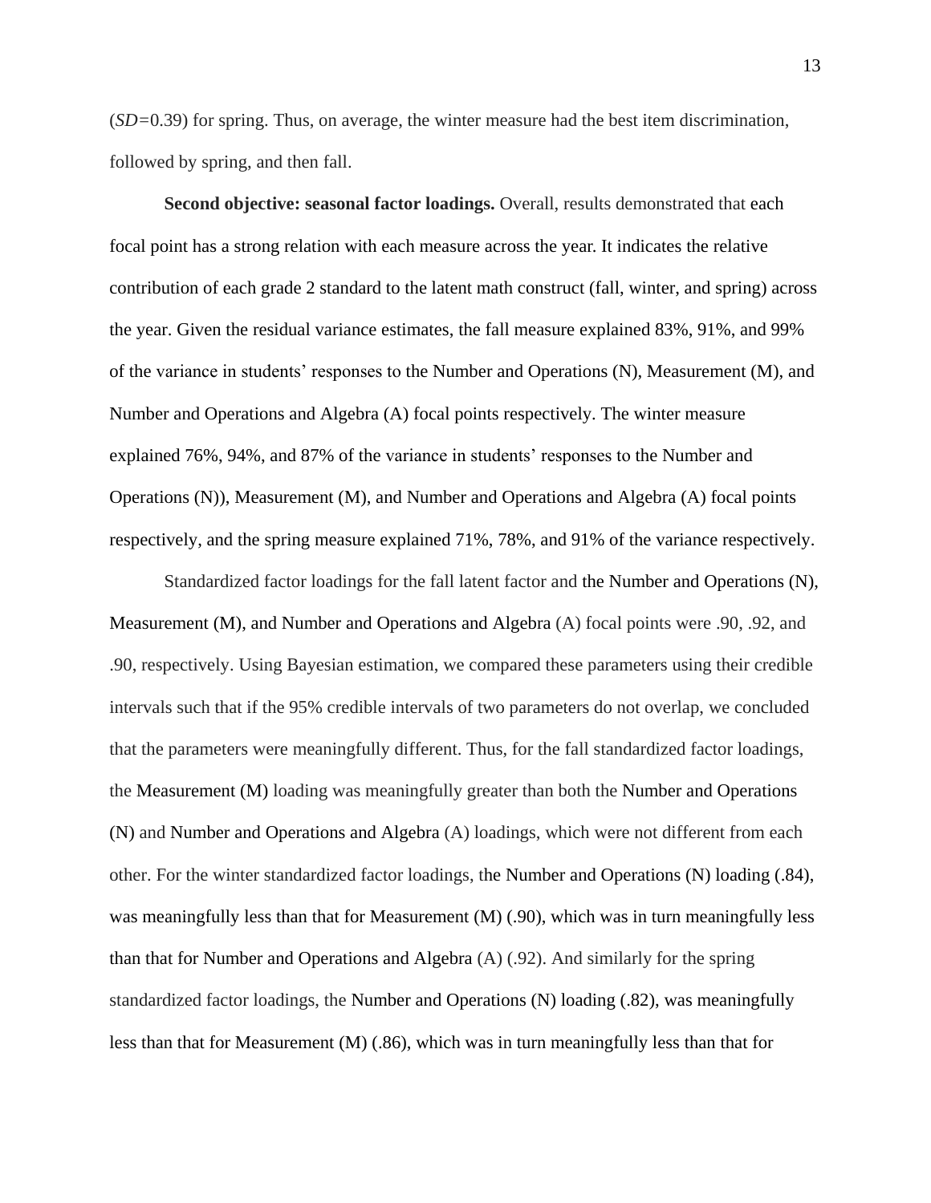(*SD*=0.39) for spring. Thus, on average, the winter measure had the best item discrimination, followed by spring, and then fall.

**Second objective: seasonal factor loadings.** Overall, results demonstrated that each focal point has a strong relation with each measure across the year. It indicates the relative contribution of each grade 2 standard to the latent math construct (fall, winter, and spring) across the year. Given the residual variance estimates, the fall measure explained 83%, 91%, and 99% of the variance in students' responses to the Number and Operations (N), Measurement (M), and Number and Operations and Algebra (A) focal points respectively. The winter measure explained 76%, 94%, and 87% of the variance in students' responses to the Number and Operations (N)), Measurement (M), and Number and Operations and Algebra (A) focal points respectively, and the spring measure explained 71%, 78%, and 91% of the variance respectively.

Standardized factor loadings for the fall latent factor and the Number and Operations (N), Measurement (M), and Number and Operations and Algebra (A) focal points were .90, .92, and .90, respectively. Using Bayesian estimation, we compared these parameters using their credible intervals such that if the 95% credible intervals of two parameters do not overlap, we concluded that the parameters were meaningfully different. Thus, for the fall standardized factor loadings, the Measurement (M) loading was meaningfully greater than both the Number and Operations (N) and Number and Operations and Algebra (A) loadings, which were not different from each other. For the winter standardized factor loadings, the Number and Operations (N) loading (.84), was meaningfully less than that for Measurement (M) (.90), which was in turn meaningfully less than that for Number and Operations and Algebra (A) (.92). And similarly for the spring standardized factor loadings, the Number and Operations (N) loading (.82), was meaningfully less than that for Measurement (M) (.86), which was in turn meaningfully less than that for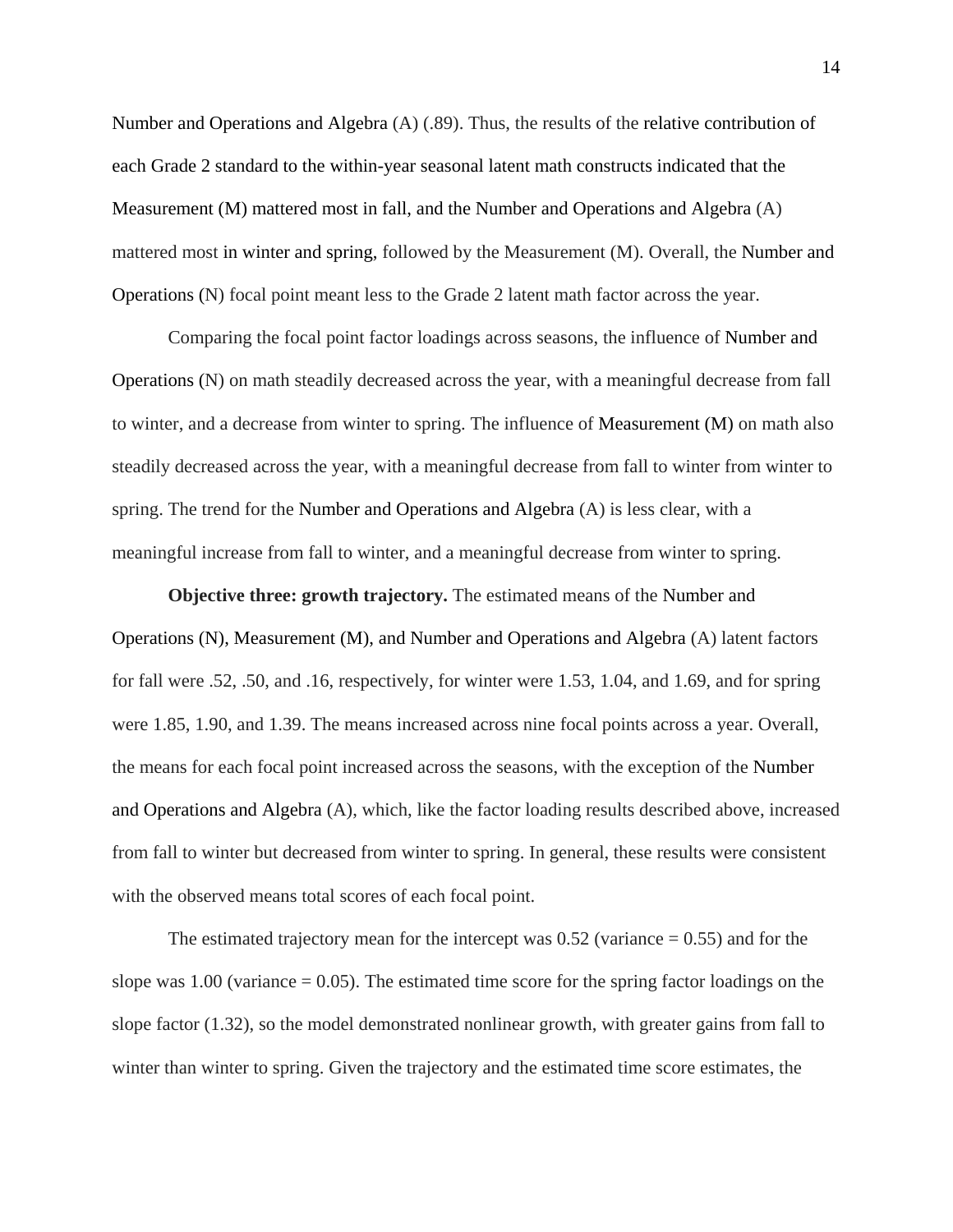Number and Operations and Algebra (A) (.89). Thus, the results of the relative contribution of each Grade 2 standard to the within-year seasonal latent math constructs indicated that the Measurement (M) mattered most in fall, and the Number and Operations and Algebra (A) mattered most in winter and spring, followed by the Measurement (M). Overall, the Number and Operations (N) focal point meant less to the Grade 2 latent math factor across the year.

Comparing the focal point factor loadings across seasons, the influence of Number and Operations (N) on math steadily decreased across the year, with a meaningful decrease from fall to winter, and a decrease from winter to spring. The influence of Measurement (M) on math also steadily decreased across the year, with a meaningful decrease from fall to winter from winter to spring. The trend for the Number and Operations and Algebra (A) is less clear, with a meaningful increase from fall to winter, and a meaningful decrease from winter to spring.

**Objective three: growth trajectory.** The estimated means of the Number and Operations (N), Measurement (M), and Number and Operations and Algebra (A) latent factors for fall were .52, .50, and .16, respectively, for winter were 1.53, 1.04, and 1.69, and for spring were 1.85, 1.90, and 1.39. The means increased across nine focal points across a year. Overall, the means for each focal point increased across the seasons, with the exception of the Number and Operations and Algebra (A), which, like the factor loading results described above, increased from fall to winter but decreased from winter to spring. In general, these results were consistent with the observed means total scores of each focal point.

The estimated trajectory mean for the intercept was 0.52 (variance = 0.55) and for the slope was 1.00 (variance = 0.05). The estimated time score for the spring factor loadings on the slope factor (1.32), so the model demonstrated nonlinear growth, with greater gains from fall to winter than winter to spring. Given the trajectory and the estimated time score estimates, the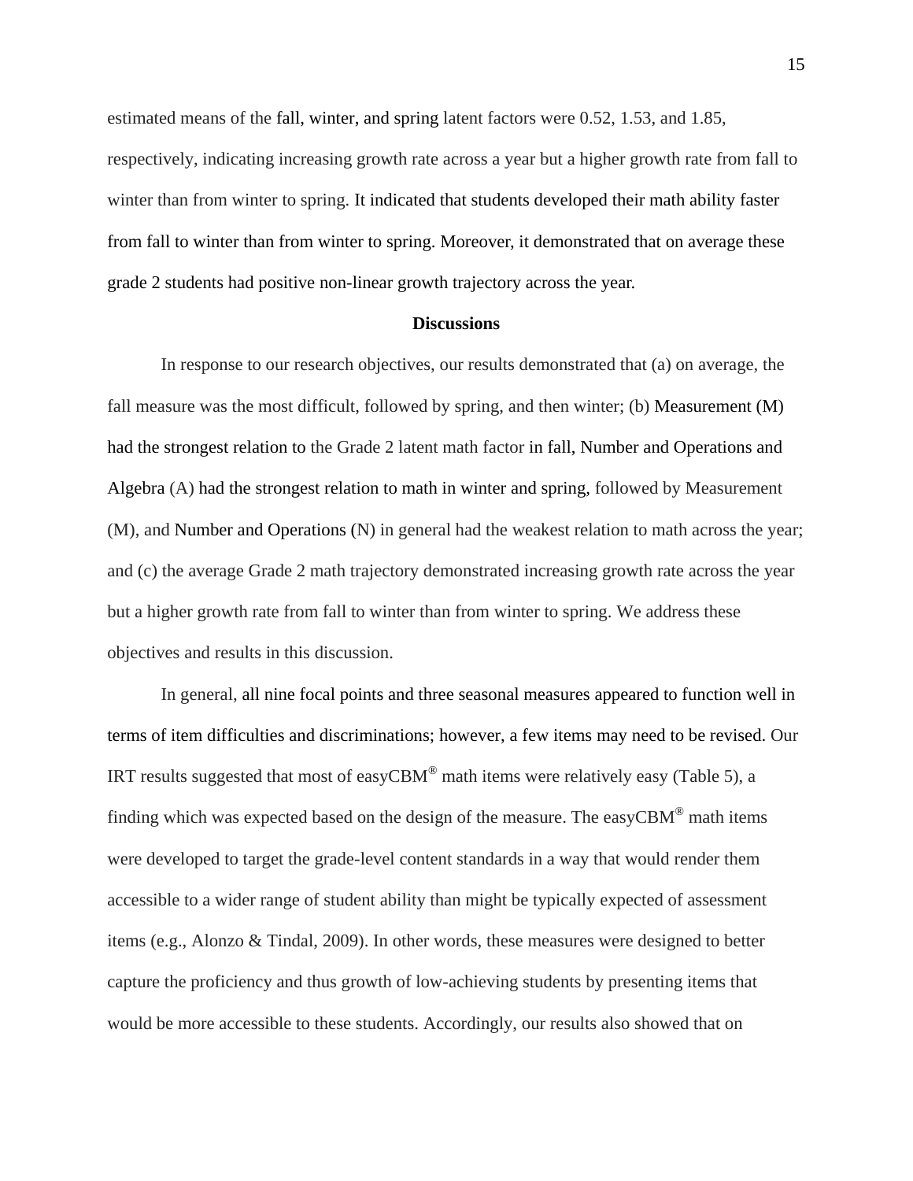estimated means of the fall, winter, and spring latent factors were 0.52, 1.53, and 1.85, respectively, indicating increasing growth rate across a year but a higher growth rate from fall to winter than from winter to spring. It indicated that students developed their math ability faster from fall to winter than from winter to spring. Moreover, it demonstrated that on average these grade 2 students had positive non-linear growth trajectory across the year.

## Discussions

In response to our research objectives, our results demonstrated that (a) on average, the fall measure was the most difficult, followed by spring, and then winter; (b) Measurement (M) had the strongest relation to the Grade 2 latent math factor in fall, Number and Operations and Algebra (A) had the strongest relation to math in winter and spring, followed by Measurement (M), and Number and Operations (N) in general had the weakest relation to math across the year; and (c) the average Grade 2 math trajectory demonstrated increasing growth rate across the year but a higher growth rate from fall to winter than from winter to spring. We address these objectives and results in this discussion.

In general, all nine focal points and three seasonal measures appeared to function well in terms of item difficulties and discriminations; however, a few items may need to be revised. Our IRT results suggested that most of easyCBM® math items were relatively easy (Table 5), a finding which was expected based on the design of the measure. The easyCBM® math items were developed to target the grade-level content standards in a way that would render them accessible to a wider range of student ability than might be typically expected of assessment items (e.g., Alonzo & Tindal, 2009). In other words, these measures were designed to better capture the proficiency and thus growth of low-achieving students by presenting items that would be more accessible to these students. Accordingly, our results also showed that on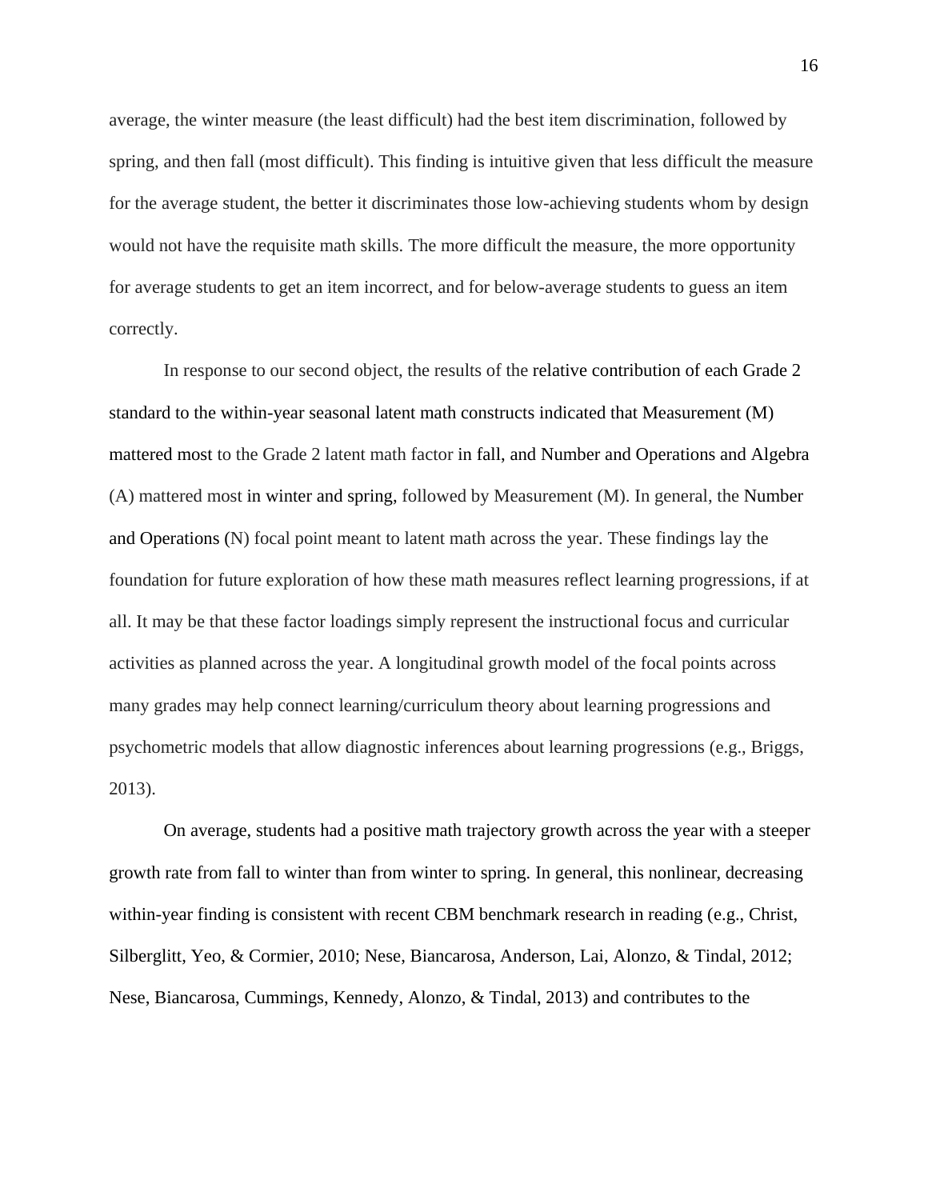average, the winter measure (the least difficult) had the best item discrimination, followed by spring, and then fall (most difficult). This finding is intuitive given that less difficult the measure for the average student, the better it discriminates those low-achieving students whom by design would not have the requisite math skills. The more difficult the measure, the more opportunity for average students to get an item incorrect, and for below-average students to guess an item correctly.

In response to our second object, the results of the relative contribution of each Grade 2 standard to the within-year seasonal latent math constructs indicated that Measurement (M) mattered most to the Grade 2 latent math factor in fall, and Number and Operations and Algebra (A) mattered most in winter and spring, followed by Measurement (M). In general, the Number and Operations (N) focal point meant to latent math across the year. These findings lay the foundation for future exploration of how these math measures reflect learning progressions, if at all. It may be that these factor loadings simply represent the instructional focus and curricular activities as planned across the year. A longitudinal growth model of the focal points across many grades may help connect learning/curriculum theory about learning progressions and psychometric models that allow diagnostic inferences about learning progressions (e.g., Briggs, 2013).

On average, students had a positive math trajectory growth across the year with a steeper growth rate from fall to winter than from winter to spring. In general, this nonlinear, decreasing within-year finding is consistent with recent CBM benchmark research in reading (e.g., Christ, Silberglitt, Yeo, & Cormier, 2010; Nese, Biancarosa, Anderson, Lai, Alonzo, & Tindal, 2012; Nese, Biancarosa, Cummings, Kennedy, Alonzo, & Tindal, 2013) and contributes to the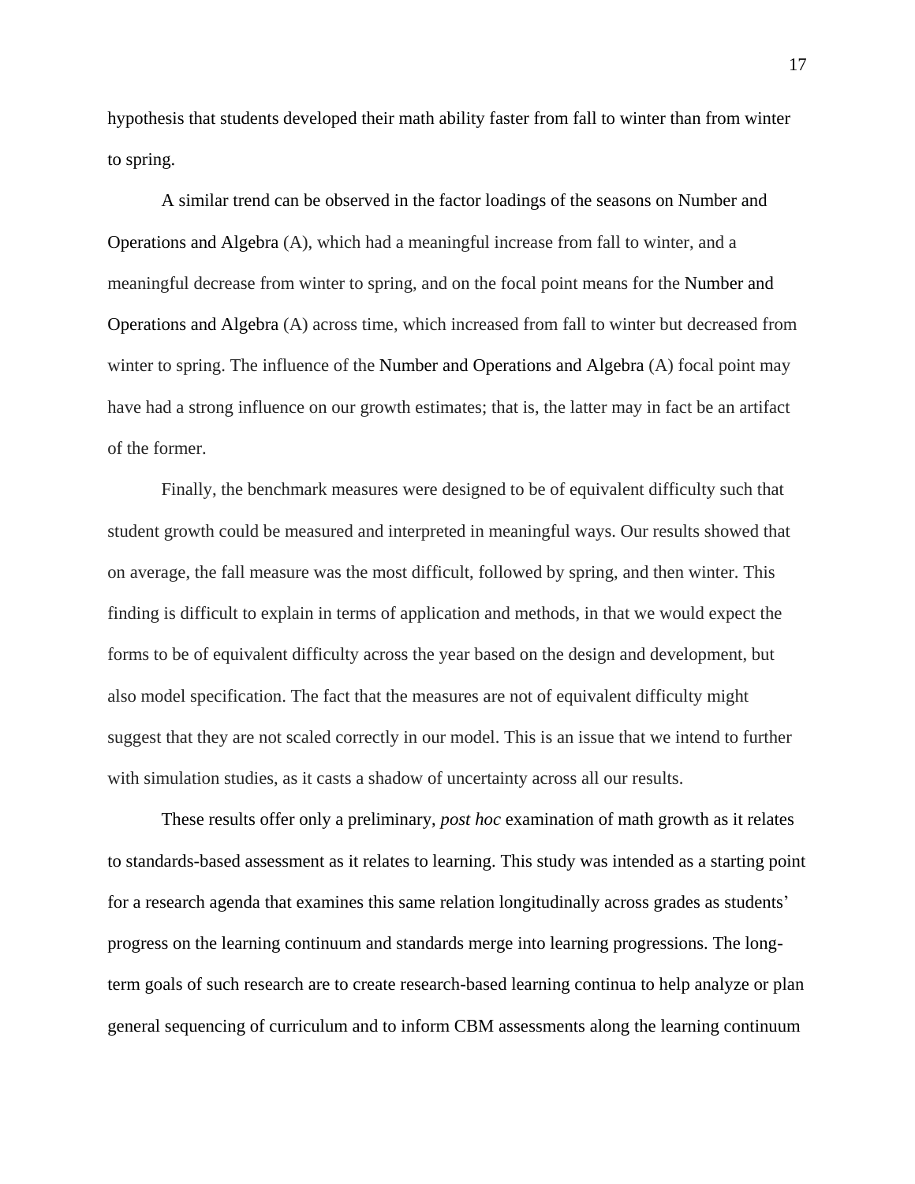hypothesis that students developed their math ability faster from fall to winter than from winter to spring.

A similar trend can be observed in the factor loadings of the seasons on Number and Operations and Algebra (A), which had a meaningful increase from fall to winter, and a meaningful decrease from winter to spring, and on the focal point means for the Number and Operations and Algebra (A) across time, which increased from fall to winter but decreased from winter to spring. The influence of the Number and Operations and Algebra (A) focal point may have had a strong influence on our growth estimates; that is, the latter may in fact be an artifact of the former.

Finally, the benchmark measures were designed to be of equivalent difficulty such that student growth could be measured and interpreted in meaningful ways. Our results showed that on average, the fall measure was the most difficult, followed by spring, and then winter. This finding is difficult to explain in terms of application and methods, in that we would expect the forms to be of equivalent difficulty across the year based on the design and development, but also model specification. The fact that the measures are not of equivalent difficulty might suggest that they are not scaled correctly in our model. This is an issue that we intend to further with simulation studies, as it casts a shadow of uncertainty across all our results.

These results offer only a preliminary, *post hoc* examination of math growth as it relates to standards-based assessment as it relates to learning. This study was intended as a starting point for a research agenda that examines this same relation longitudinally across grades as students' progress on the learning continuum and standards merge into learning progressions. The long-term goals of such research are to create research-based learning continua to help analyze or plan general sequencing of curriculum and to inform CBM assessments along the learning continuum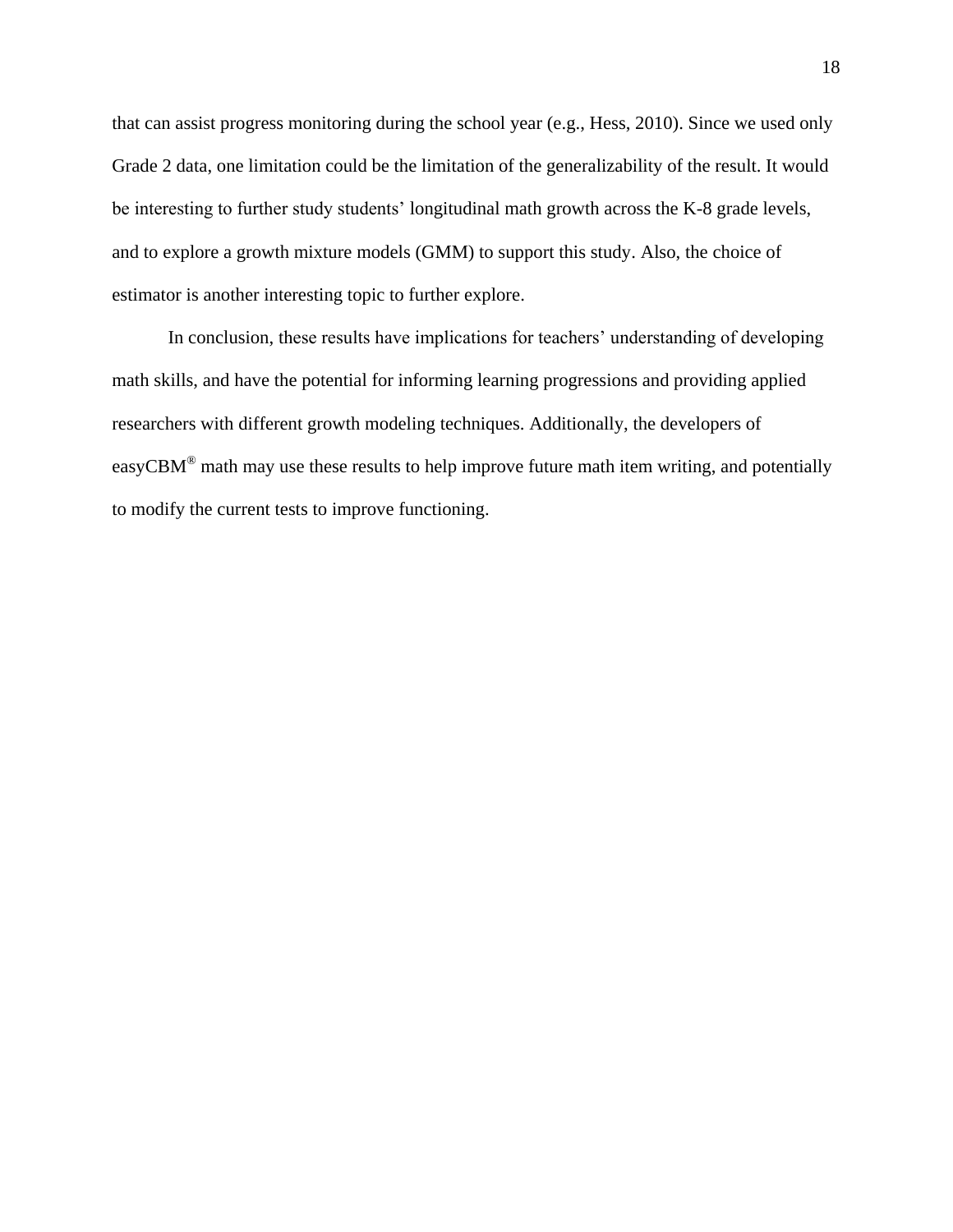that can assist progress monitoring during the school year (e.g., Hess, 2010). Since we used only Grade 2 data, one limitation could be the limitation of the generalizability of the result. It would be interesting to further study students' longitudinal math growth across the K-8 grade levels, and to explore a growth mixture models (GMM) to support this study. Also, the choice of estimator is another interesting topic to further explore.

In conclusion, these results have implications for teachers' understanding of developing math skills, and have the potential for informing learning progressions and providing applied researchers with different growth modeling techniques. Additionally, the developers of easyCBM® math may use these results to help improve future math item writing, and potentially to modify the current tests to improve functioning.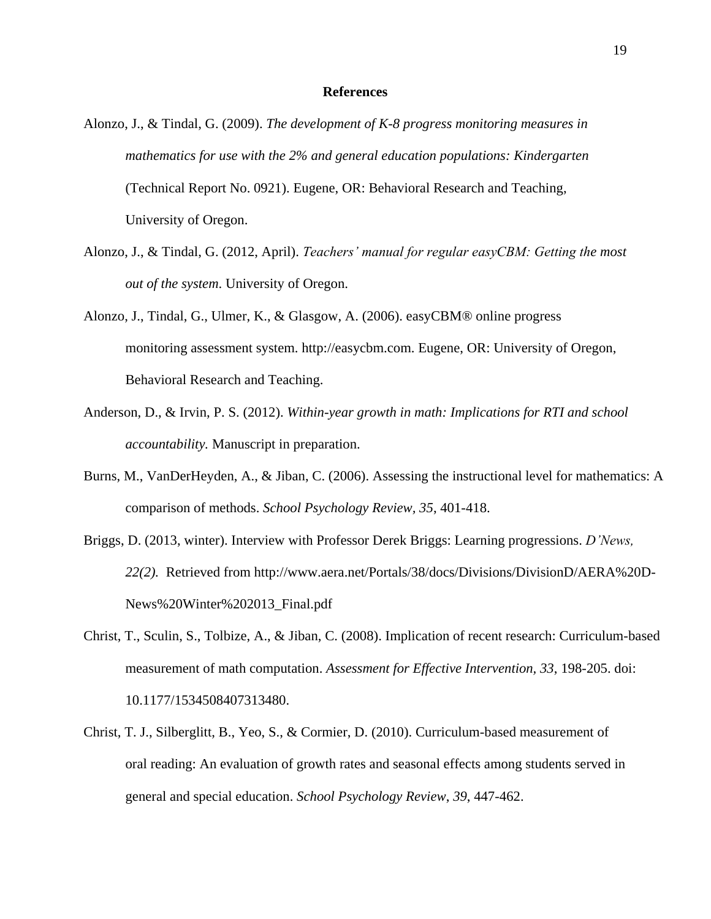# References

Alonzo, J., & Tindal, G. (2009). *The development of K-8 progress monitoring measures in mathematics for use with the 2% and general education populations: Kindergarten* (Technical Report No. 0921). Eugene, OR: Behavioral Research and Teaching, University of Oregon.

Alonzo, J., & Tindal, G. (2012, April). *Teachers' manual for regular easyCBM: Getting the most out of the system*. University of Oregon.

Alonzo, J., Tindal, G., Ulmer, K., & Glasgow, A. (2006). easyCBM® online progress monitoring assessment system. http://easycbm.com. Eugene, OR: University of Oregon, Behavioral Research and Teaching.

Anderson, D., & Irvin, P. S. (2012). *Within-year growth in math: Implications for RTI and school accountability.* Manuscript in preparation.

Burns, M., VanDerHeyden, A., & Jiban, C. (2006). Assessing the instructional level for mathematics: A comparison of methods. *School Psychology Review, 35*, 401-418.

Briggs, D. (2013, winter). Interview with Professor Derek Briggs: Learning progressions. *D'News, 22(2).* Retrieved from http://www.aera.net/Portals/38/docs/Divisions/DivisionD/AERA%20D-News%20Winter%202013_Final.pdf

Christ, T., Sculin, S., Tolbize, A., & Jiban, C. (2008). Implication of recent research: Curriculum-based measurement of math computation. *Assessment for Effective Intervention, 33*, 198-205. doi: 10.1177/1534508407313480.

Christ, T. J., Silberglitt, B., Yeo, S., & Cormier, D. (2010). Curriculum-based measurement of oral reading: An evaluation of growth rates and seasonal effects among students served in general and special education. *School Psychology Review*, *39*, 447-462.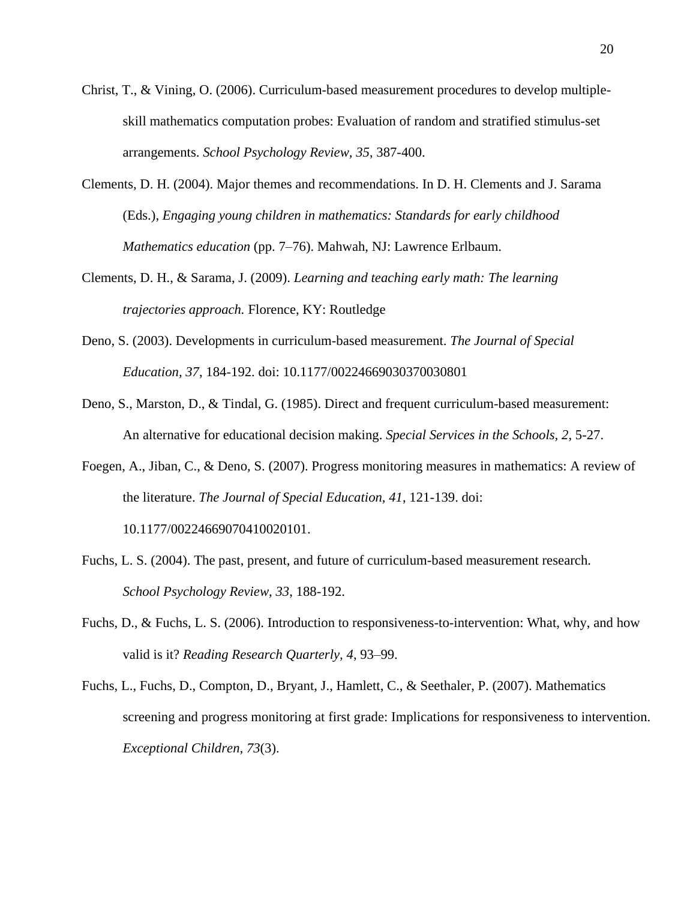Christ, T., & Vining, O. (2006). Curriculum-based measurement procedures to develop multiple-skill mathematics computation probes: Evaluation of random and stratified stimulus-set arrangements. *School Psychology Review*, *35*, 387-400.

Clements, D. H. (2004). Major themes and recommendations. In D. H. Clements and J. Sarama (Eds.), *Engaging young children in mathematics: Standards for early childhood Mathematics education* (pp. 7–76). Mahwah, NJ: Lawrence Erlbaum.

Clements, D. H., & Sarama, J. (2009). *Learning and teaching early math: The learning trajectories approach.* Florence, KY: Routledge

Deno, S. (2003). Developments in curriculum-based measurement. *The Journal of Special Education, 37*, 184-192. doi: 10.1177/00224669030370030801

Deno, S., Marston, D., & Tindal, G. (1985). Direct and frequent curriculum-based measurement: An alternative for educational decision making. *Special Services in the Schools, 2*, 5-27.

Foegen, A., Jiban, C., & Deno, S. (2007). Progress monitoring measures in mathematics: A review of the literature. *The Journal of Special Education, 41*, 121-139. doi: 10.1177/00224669070410020101.

Fuchs, L. S. (2004). The past, present, and future of curriculum-based measurement research. *School Psychology Review*, *33*, 188-192.

Fuchs, D., & Fuchs, L. S. (2006). Introduction to responsiveness-to-intervention: What, why, and how valid is it? *Reading Research Quarterly*, *4*, 93–99.

Fuchs, L., Fuchs, D., Compton, D., Bryant, J., Hamlett, C., & Seethaler, P. (2007). Mathematics screening and progress monitoring at first grade: Implications for responsiveness to intervention. *Exceptional Children*, *73*(3).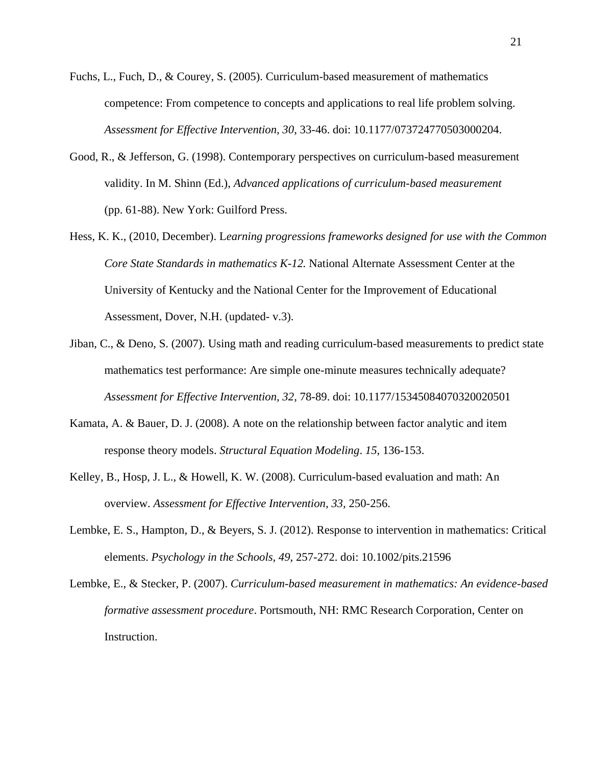Fuchs, L., Fuch, D., & Courey, S. (2005). Curriculum-based measurement of mathematics competence: From competence to concepts and applications to real life problem solving. *Assessment for Effective Intervention, 30*, 33-46. doi: 10.1177/073724770503000204.

Good, R., & Jefferson, G. (1998). Contemporary perspectives on curriculum-based measurement validity. In M. Shinn (Ed.), *Advanced applications of curriculum-based measurement* (pp. 61-88). New York: Guilford Press.

Hess, K. K., (2010, December). L*earning progressions frameworks designed for use with the Common Core State Standards in mathematics K-12.* National Alternate Assessment Center at the University of Kentucky and the National Center for the Improvement of Educational Assessment, Dover, N.H. (updated- v.3).

Jiban, C., & Deno, S. (2007). Using math and reading curriculum-based measurements to predict state mathematics test performance: Are simple one-minute measures technically adequate? *Assessment for Effective Intervention, 32,* 78-89. doi: 10.1177/15345084070320020501

Kamata, A. & Bauer, D. J. (2008). A note on the relationship between factor analytic and item response theory models. *Structural Equation Modeling*. *15*, 136-153.

Kelley, B., Hosp, J. L., & Howell, K. W. (2008). Curriculum-based evaluation and math: An overview. *Assessment for Effective Intervention, 33,* 250-256.

Lembke, E. S., Hampton, D., & Beyers, S. J. (2012). Response to intervention in mathematics: Critical elements. *Psychology in the Schools, 49*, 257-272. doi: 10.1002/pits.21596

Lembke, E., & Stecker, P. (2007). *Curriculum-based measurement in mathematics: An evidence-based formative assessment procedure*. Portsmouth, NH: RMC Research Corporation, Center on Instruction.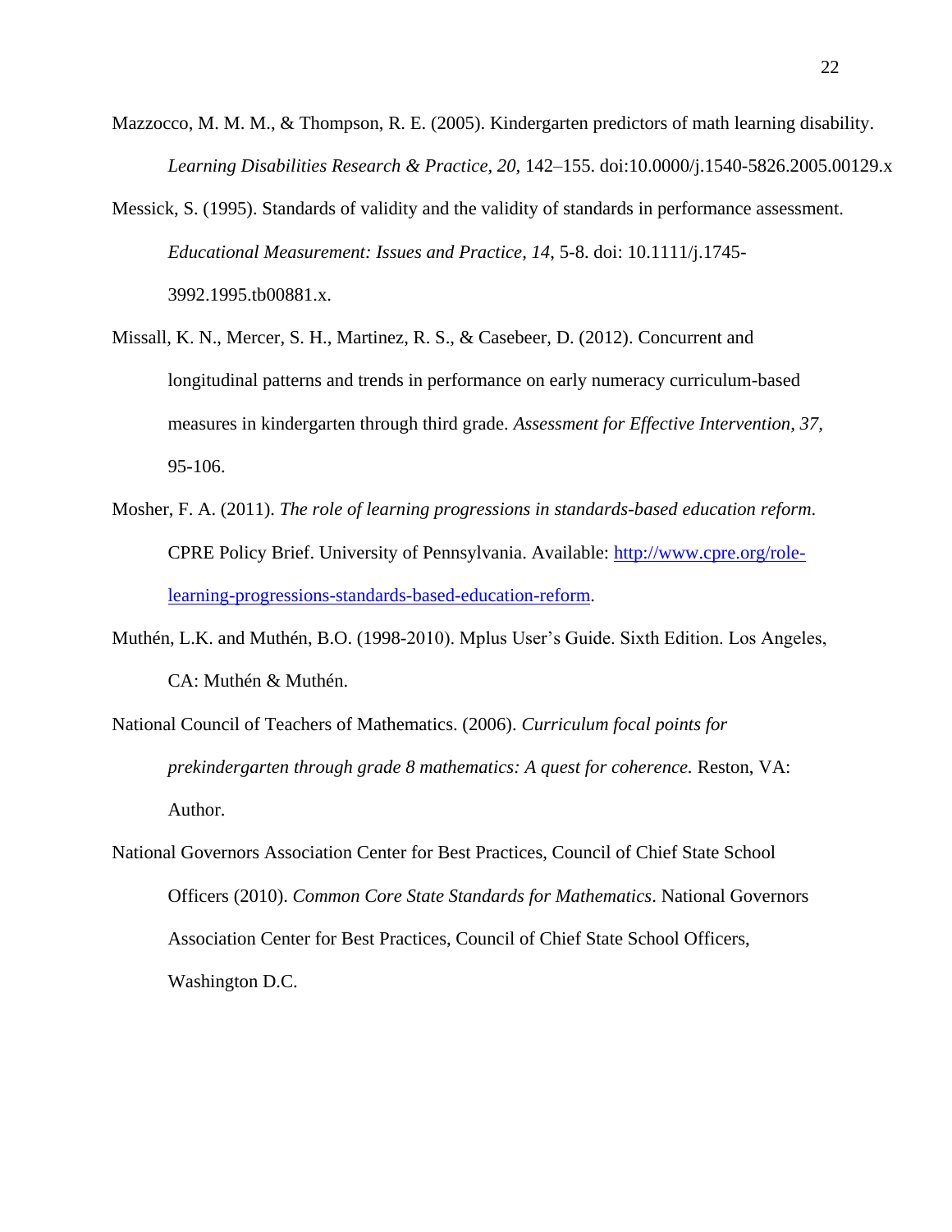Mazzocco, M. M. M., & Thompson, R. E. (2005). Kindergarten predictors of math learning disability. *Learning Disabilities Research & Practice, 20,* 142–155. doi:10.0000/j.1540-5826.2005.00129.x

Messick, S. (1995). Standards of validity and the validity of standards in performance assessment. *Educational Measurement: Issues and Practice, 14,* 5-8. doi: 10.1111/j.1745-3992.1995.tb00881.x.

Missall, K. N., Mercer, S. H., Martinez, R. S., & Casebeer, D. (2012). Concurrent and longitudinal patterns and trends in performance on early numeracy curriculum-based measures in kindergarten through third grade. *Assessment for Effective Intervention, 37,* 95-106.

Mosher, F. A. (2011). *The role of learning progressions in standards-based education reform*. CPRE Policy Brief. University of Pennsylvania. Available: [http://www.cpre.org/role-learning-progressions-standards-based-education-reform](http://www.cpre.org/role-learning-progressions-standards-based-education-reform).

Muthén, L.K. and Muthén, B.O. (1998-2010). Mplus User's Guide. Sixth Edition. Los Angeles, CA: Muthén & Muthén.

National Council of Teachers of Mathematics. (2006). *Curriculum focal points for prekindergarten through grade 8 mathematics: A quest for coherence.* Reston, VA: Author.

National Governors Association Center for Best Practices, Council of Chief State School Officers (2010). *Common Core State Standards for Mathematics*. National Governors Association Center for Best Practices, Council of Chief State School Officers, Washington D.C.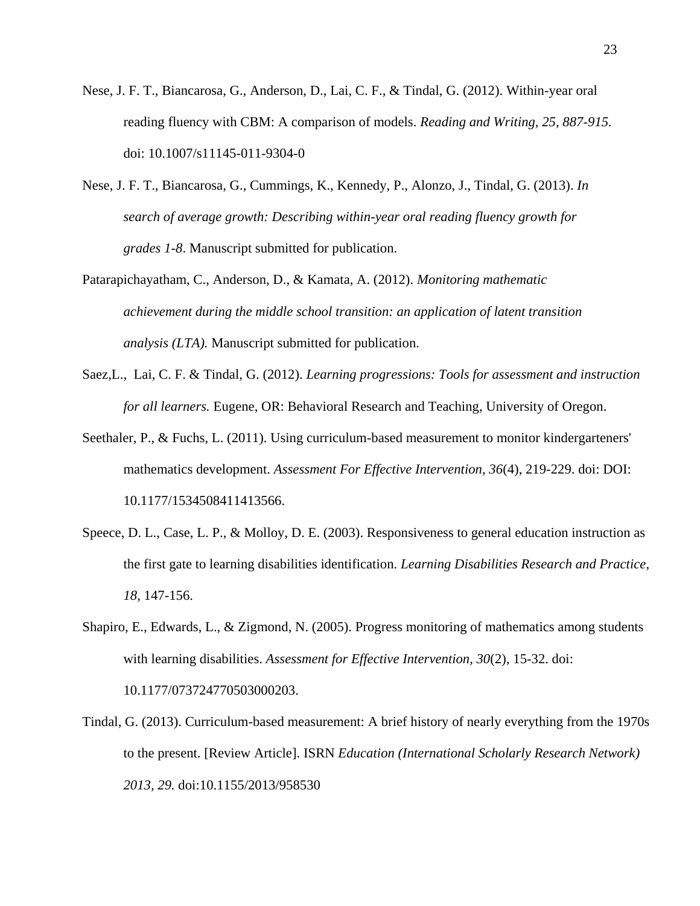Nese, J. F. T., Biancarosa, G., Anderson, D., Lai, C. F., & Tindal, G. (2012). Within-year oral reading fluency with CBM: A comparison of models. *Reading and Writing, 25, 887-915.* doi: 10.1007/s11145-011-9304-0

Nese, J. F. T., Biancarosa, G., Cummings, K., Kennedy, P., Alonzo, J., Tindal, G. (2013). *In search of average growth: Describing within-year oral reading fluency growth for grades 1-8*. Manuscript submitted for publication.

Patarapichayatham, C., Anderson, D., & Kamata, A. (2012). *Monitoring mathematic achievement during the middle school transition: an application of latent transition analysis (LTA).* Manuscript submitted for publication.

Saez,L., Lai, C. F. & Tindal, G. (2012). *Learning progressions: Tools for assessment and instruction for all learners.* Eugene, OR: Behavioral Research and Teaching, University of Oregon.

Seethaler, P., & Fuchs, L. (2011). Using curriculum-based measurement to monitor kindergarteners' mathematics development. *Assessment For Effective Intervention, 36*(4), 219-229. doi: DOI: 10.1177/1534508411413566.

Speece, D. L., Case, L. P., & Molloy, D. E. (2003). Responsiveness to general education instruction as the first gate to learning disabilities identification. *Learning Disabilities Research and Practice, 18,* 147-156.

Shapiro, E., Edwards, L., & Zigmond, N. (2005). Progress monitoring of mathematics among students with learning disabilities. *Assessment for Effective Intervention, 30*(2), 15-32. doi: 10.1177/073724770503000203.

Tindal, G. (2013). Curriculum-based measurement: A brief history of nearly everything from the 1970s to the present. [Review Article]. ISRN *Education (International Scholarly Research Network) 2013, 29.* doi:10.1155/2013/958530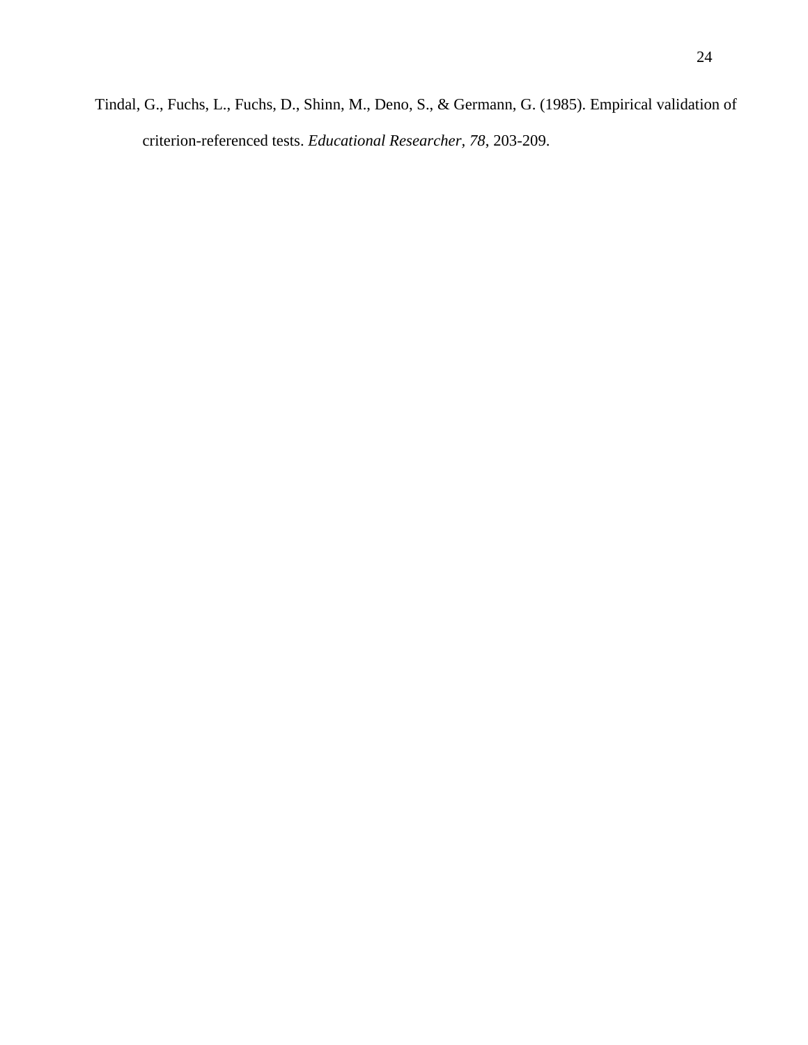Tindal, G., Fuchs, L., Fuchs, D., Shinn, M., Deno, S., & Germann, G. (1985). Empirical validation of criterion-referenced tests. *Educational Researcher, 78*, 203-209.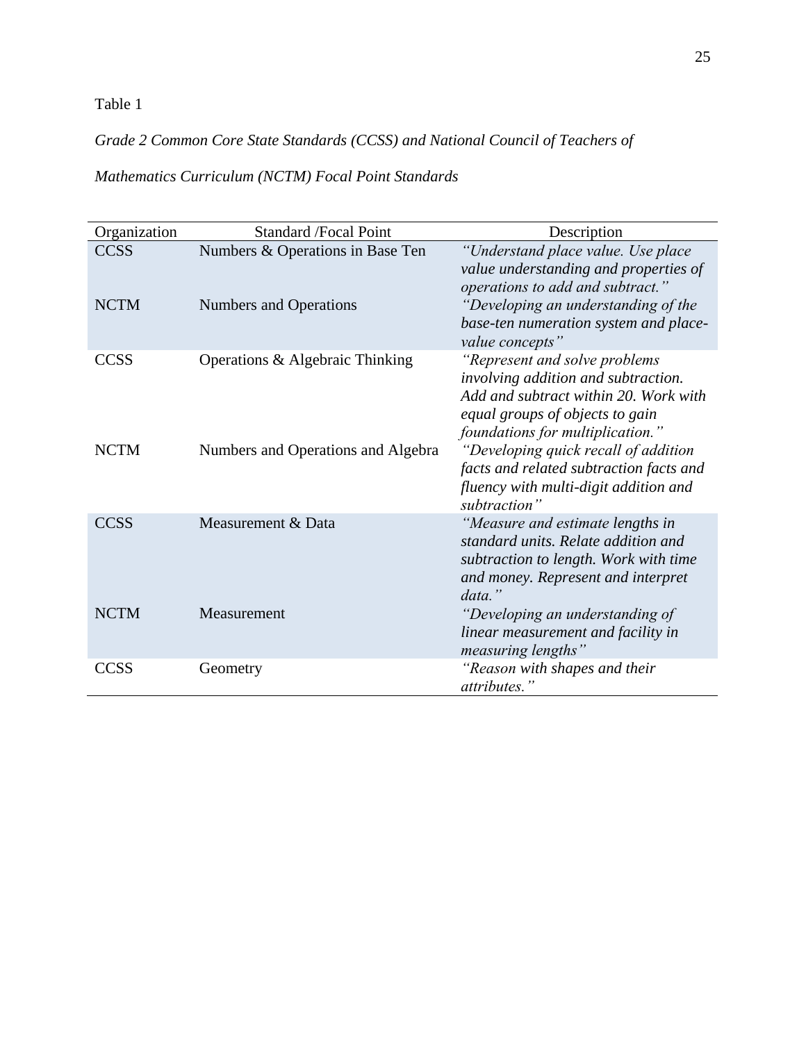Table 1

*Grade 2 Common Core State Standards (CCSS) and National Council of Teachers of Mathematics Curriculum (NCTM) Focal Point Standards*

| Organization | Standard /Focal Point | Description |
|---|---|---|
| CCSS | Numbers & Operations in Base Ten | *"Understand place value. Use place value understanding and properties of operations to add and subtract."* |
| NCTM | Numbers and Operations | *"Developing an understanding of the base-ten numeration system and place-value concepts"* |
| CCSS | Operations & Algebraic Thinking | *"Represent and solve problems involving addition and subtraction. Add and subtract within 20. Work with equal groups of objects to gain foundations for multiplication."* |
| NCTM | Numbers and Operations and Algebra | *"Developing quick recall of addition facts and related subtraction facts and fluency with multi-digit addition and subtraction"* |
| CCSS | Measurement & Data | *"Measure and estimate lengths in standard units. Relate addition and subtraction to length. Work with time and money. Represent and interpret data."* |
| NCTM | Measurement | *"Developing an understanding of linear measurement and facility in measuring lengths"* |
| CCSS | Geometry | *"Reason with shapes and their attributes."* |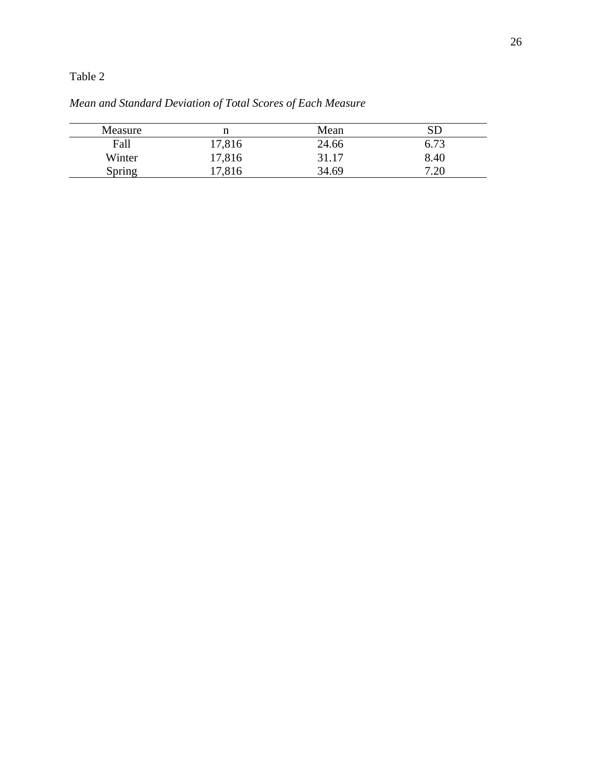Table 2

*Mean and Standard Deviation of Total Scores of Each Measure*

| Measure | n | Mean | SD |
|---|---|---|---|
| Fall | 17,816 | 24.66 | 6.73 |
| Winter | 17,816 | 31.17 | 8.40 |
| Spring | 17,816 | 34.69 | 7.20 |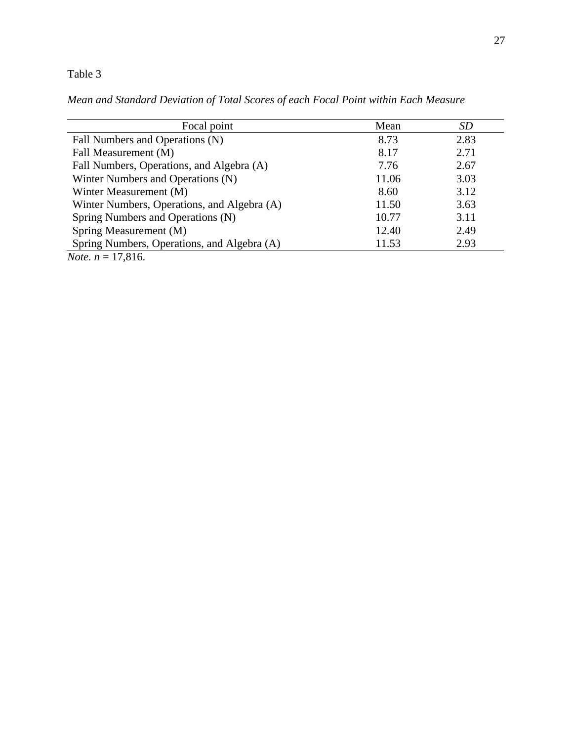Table 3

*Mean and Standard Deviation of Total Scores of each Focal Point within Each Measure*

| Focal point | Mean | *SD* |
|---|---|---|
| Fall Numbers and Operations (N) | 8.73 | 2.83 |
| Fall Measurement (M) | 8.17 | 2.71 |
| Fall Numbers, Operations, and Algebra (A) | 7.76 | 2.67 |
| Winter Numbers and Operations (N) | 11.06 | 3.03 |
| Winter Measurement (M) | 8.60 | 3.12 |
| Winter Numbers, Operations, and Algebra (A) | 11.50 | 3.63 |
| Spring Numbers and Operations (N) | 10.77 | 3.11 |
| Spring Measurement (M) | 12.40 | 2.49 |
| Spring Numbers, Operations, and Algebra (A) | 11.53 | 2.93 |

*Note*. $n$ = 17,816.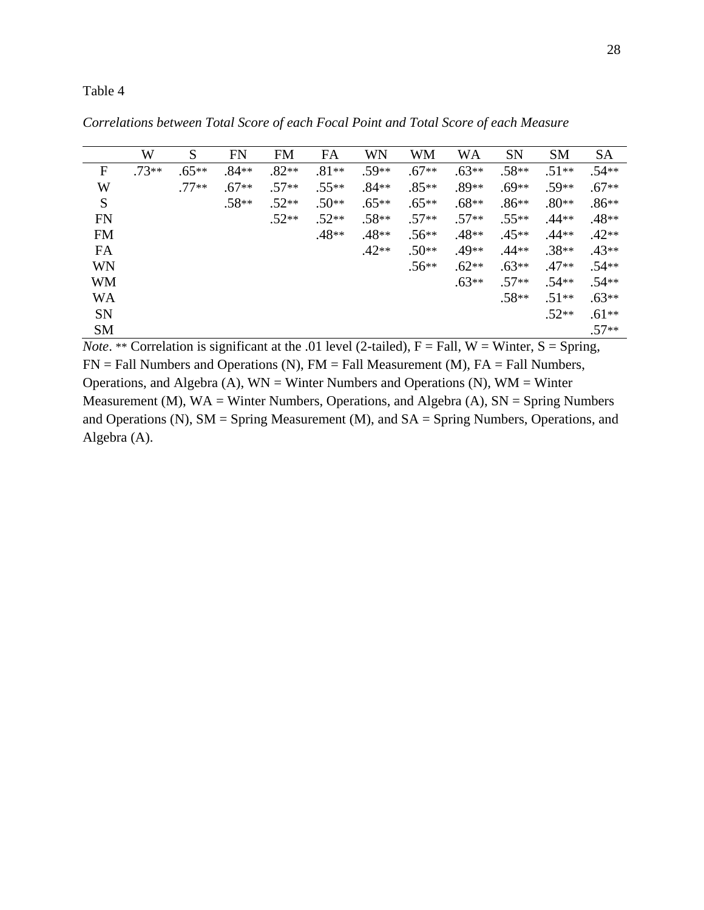Table 4

*Correlations between Total Score of each Focal Point and Total Score of each Measure*

| | W | S | FN | FM | FA | WN | WM | WA | SN | SM | SA |
|---|---|---|---|---|---|---|---|---|---|---|---|
| F | .73** | .65** | .84** | .82** | .81** | .59** | .67** | .63** | .58** | .51** | .54** |
| W | | .77** | .67** | .57** | .55** | .84** | .85** | .89** | .69** | .59** | .67** |
| S | | | .58** | .52** | .50** | .65** | .65** | .68** | .86** | .80** | .86** |
| FN | | | | .52** | .52** | .58** | .57** | .57** | .55** | .44** | .48** |
| FM | | | | | .48** | .48** | .56** | .48** | .45** | .44** | .42** |
| FA | | | | | | .42** | .50** | .49** | .44** | .38** | .43** |
| WN | | | | | | | .56** | .62** | .63** | .47** | .54** |
| WM | | | | | | | | .63** | .57** | .54** | .54** |
| WA | | | | | | | | | .58** | .51** | .63** |
| SN | | | | | | | | | | .52** | .61** |
| SM | | | | | | | | | | | .57** |

*Note*. ** Correlation is significant at the .01 level (2-tailed), F = Fall, W = Winter, S = Spring, FN = Fall Numbers and Operations (N), FM = Fall Measurement (M), FA = Fall Numbers, Operations, and Algebra (A), WN = Winter Numbers and Operations (N), WM = Winter Measurement (M), WA = Winter Numbers, Operations, and Algebra (A), SN = Spring Numbers and Operations (N), SM = Spring Measurement (M), and SA = Spring Numbers, Operations, and Algebra (A).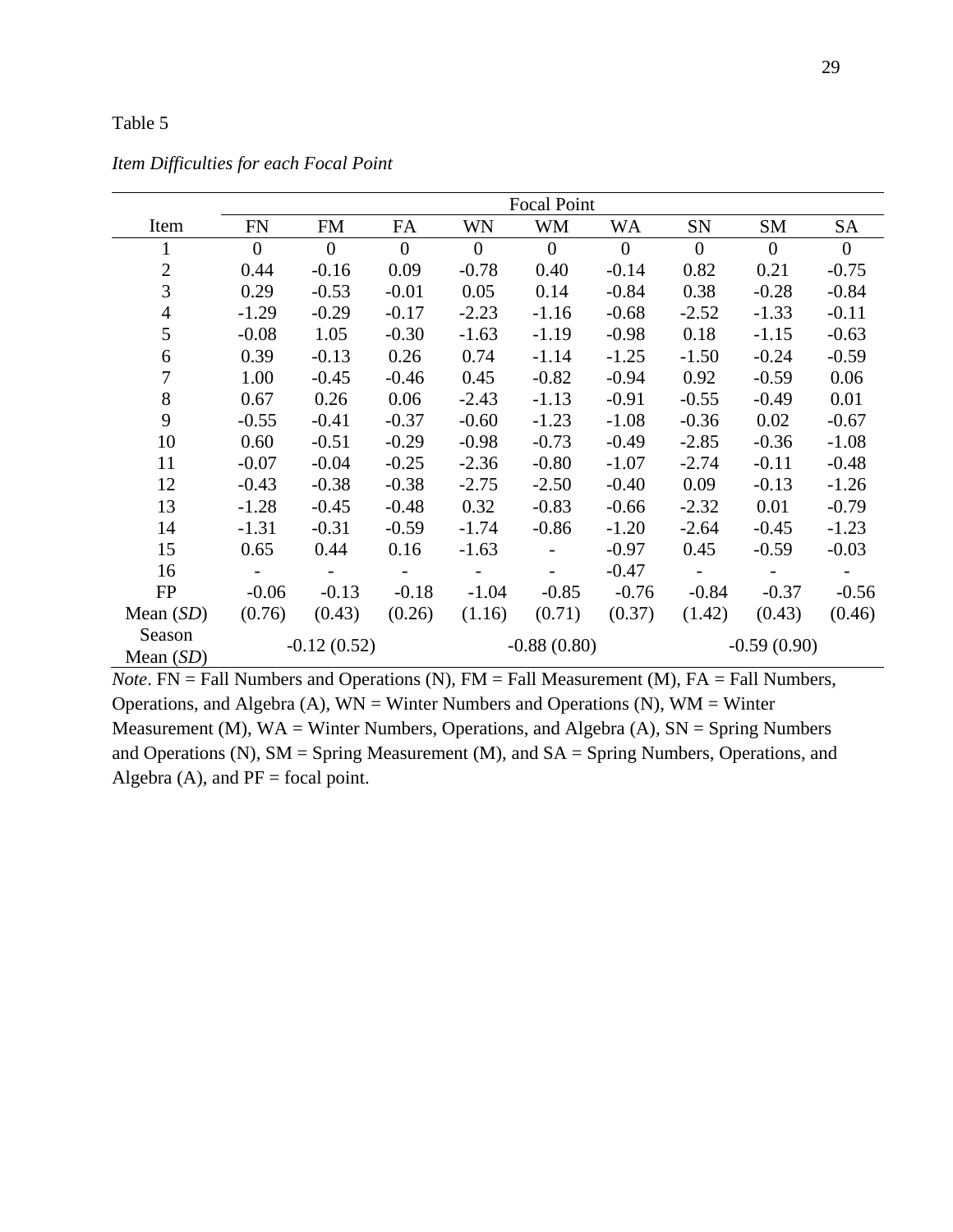Table 5

*Item Difficulties for each Focal Point*

| Item | Focal Point | | | | | | | | |
|---|---|---|---|---|---|---|---|---|---|
| | FN | FM | FA | WN | WM | WA | SN | SM | SA |
| 1 | 0 | 0 | 0 | 0 | 0 | 0 | 0 | 0 | 0 |
| 2 | 0.44 | -0.16 | 0.09 | -0.78 | 0.40 | -0.14 | 0.82 | 0.21 | -0.75 |
| 3 | 0.29 | -0.53 | -0.01 | 0.05 | 0.14 | -0.84 | 0.38 | -0.28 | -0.84 |
| 4 | -1.29 | -0.29 | -0.17 | -2.23 | -1.16 | -0.68 | -2.52 | -1.33 | -0.11 |
| 5 | -0.08 | 1.05 | -0.30 | -1.63 | -1.19 | -0.98 | 0.18 | -1.15 | -0.63 |
| 6 | 0.39 | -0.13 | 0.26 | 0.74 | -1.14 | -1.25 | -1.50 | -0.24 | -0.59 |
| 7 | 1.00 | -0.45 | -0.46 | 0.45 | -0.82 | -0.94 | 0.92 | -0.59 | 0.06 |
| 8 | 0.67 | 0.26 | 0.06 | -2.43 | -1.13 | -0.91 | -0.55 | -0.49 | 0.01 |
| 9 | -0.55 | -0.41 | -0.37 | -0.60 | -1.23 | -1.08 | -0.36 | 0.02 | -0.67 |
| 10 | 0.60 | -0.51 | -0.29 | -0.98 | -0.73 | -0.49 | -2.85 | -0.36 | -1.08 |
| 11 | -0.07 | -0.04 | -0.25 | -2.36 | -0.80 | -1.07 | -2.74 | -0.11 | -0.48 |
| 12 | -0.43 | -0.38 | -0.38 | -2.75 | -2.50 | -0.40 | 0.09 | -0.13 | -1.26 |
| 13 | -1.28 | -0.45 | -0.48 | 0.32 | -0.83 | -0.66 | -2.32 | 0.01 | -0.79 |
| 14 | -1.31 | -0.31 | -0.59 | -1.74 | -0.86 | -1.20 | -2.64 | -0.45 | -1.23 |
| 15 | 0.65 | 0.44 | 0.16 | -1.63 | - | -0.97 | 0.45 | -0.59 | -0.03 |
| 16 | - | - | - | - | - | -0.47 | - | - | - |
| FP Mean (*SD*) | -0.06 (0.76) | -0.13 (0.43) | -0.18 (0.26) | -1.04 (1.16) | -0.85 (0.71) | -0.76 (0.37) | -0.84 (1.42) | -0.37 (0.43) | -0.56 (0.46) |
| Season Mean (*SD*) | -0.12 (0.52) | | | -0.88 (0.80) | | | -0.59 (0.90) | | |

*Note*. FN = Fall Numbers and Operations (N), FM = Fall Measurement (M), FA = Fall Numbers, Operations, and Algebra (A), WN = Winter Numbers and Operations (N), WM = Winter Measurement (M), WA = Winter Numbers, Operations, and Algebra (A), SN = Spring Numbers and Operations (N), SM = Spring Measurement (M), and SA = Spring Numbers, Operations, and Algebra (A), and PF = focal point.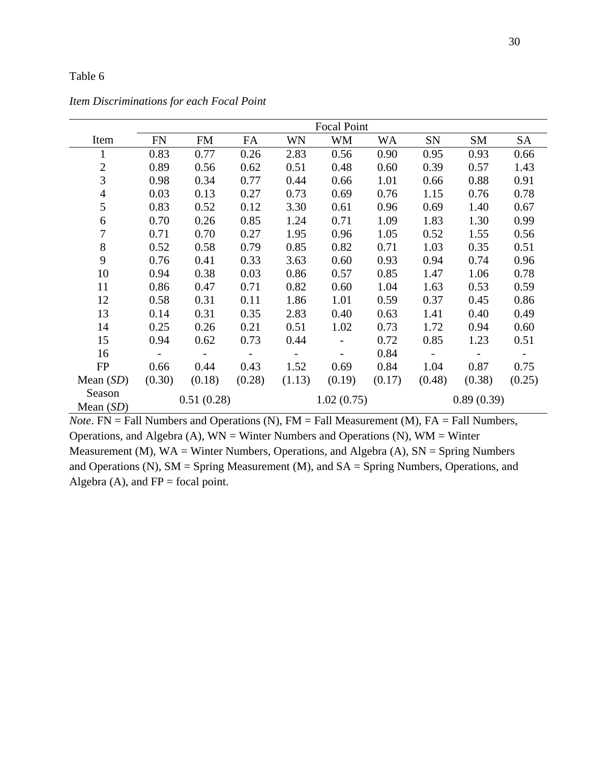Table 6

*Item Discriminations for each Focal Point*

| | Focal Point | | | | | | | | |
|---|---|---|---|---|---|---|---|---|---|
| Item | FN | FM | FA | WN | WM | WA | SN | SM | SA |
| 1 | 0.83 | 0.77 | 0.26 | 2.83 | 0.56 | 0.90 | 0.95 | 0.93 | 0.66 |
| 2 | 0.89 | 0.56 | 0.62 | 0.51 | 0.48 | 0.60 | 0.39 | 0.57 | 1.43 |
| 3 | 0.98 | 0.34 | 0.77 | 0.44 | 0.66 | 1.01 | 0.66 | 0.88 | 0.91 |
| 4 | 0.03 | 0.13 | 0.27 | 0.73 | 0.69 | 0.76 | 1.15 | 0.76 | 0.78 |
| 5 | 0.83 | 0.52 | 0.12 | 3.30 | 0.61 | 0.96 | 0.69 | 1.40 | 0.67 |
| 6 | 0.70 | 0.26 | 0.85 | 1.24 | 0.71 | 1.09 | 1.83 | 1.30 | 0.99 |
| 7 | 0.71 | 0.70 | 0.27 | 1.95 | 0.96 | 1.05 | 0.52 | 1.55 | 0.56 |
| 8 | 0.52 | 0.58 | 0.79 | 0.85 | 0.82 | 0.71 | 1.03 | 0.35 | 0.51 |
| 9 | 0.76 | 0.41 | 0.33 | 3.63 | 0.60 | 0.93 | 0.94 | 0.74 | 0.96 |
| 10 | 0.94 | 0.38 | 0.03 | 0.86 | 0.57 | 0.85 | 1.47 | 1.06 | 0.78 |
| 11 | 0.86 | 0.47 | 0.71 | 0.82 | 0.60 | 1.04 | 1.63 | 0.53 | 0.59 |
| 12 | 0.58 | 0.31 | 0.11 | 1.86 | 1.01 | 0.59 | 0.37 | 0.45 | 0.86 |
| 13 | 0.14 | 0.31 | 0.35 | 2.83 | 0.40 | 0.63 | 1.41 | 0.40 | 0.49 |
| 14 | 0.25 | 0.26 | 0.21 | 0.51 | 1.02 | 0.73 | 1.72 | 0.94 | 0.60 |
| 15 | 0.94 | 0.62 | 0.73 | 0.44 | - | 0.72 | 0.85 | 1.23 | 0.51 |
| 16 | - | - | - | - | - | 0.84 | - | - | - |
| FP Mean (*SD*) | 0.66 (0.30) | 0.44 (0.18) | 0.43 (0.28) | 1.52 (1.13) | 0.69 (0.19) | 0.84 (0.17) | 1.04 (0.48) | 0.87 (0.38) | 0.75 (0.25) |
| Season Mean (*SD*) | 0.51 (0.28) | | | 1.02 (0.75) | | | 0.89 (0.39) | | |

*Note*. FN = Fall Numbers and Operations (N), FM = Fall Measurement (M), FA = Fall Numbers, Operations, and Algebra (A), WN = Winter Numbers and Operations (N), WM = Winter Measurement (M), WA = Winter Numbers, Operations, and Algebra (A), SN = Spring Numbers and Operations (N), SM = Spring Measurement (M), and SA = Spring Numbers, Operations, and Algebra (A), and FP = focal point.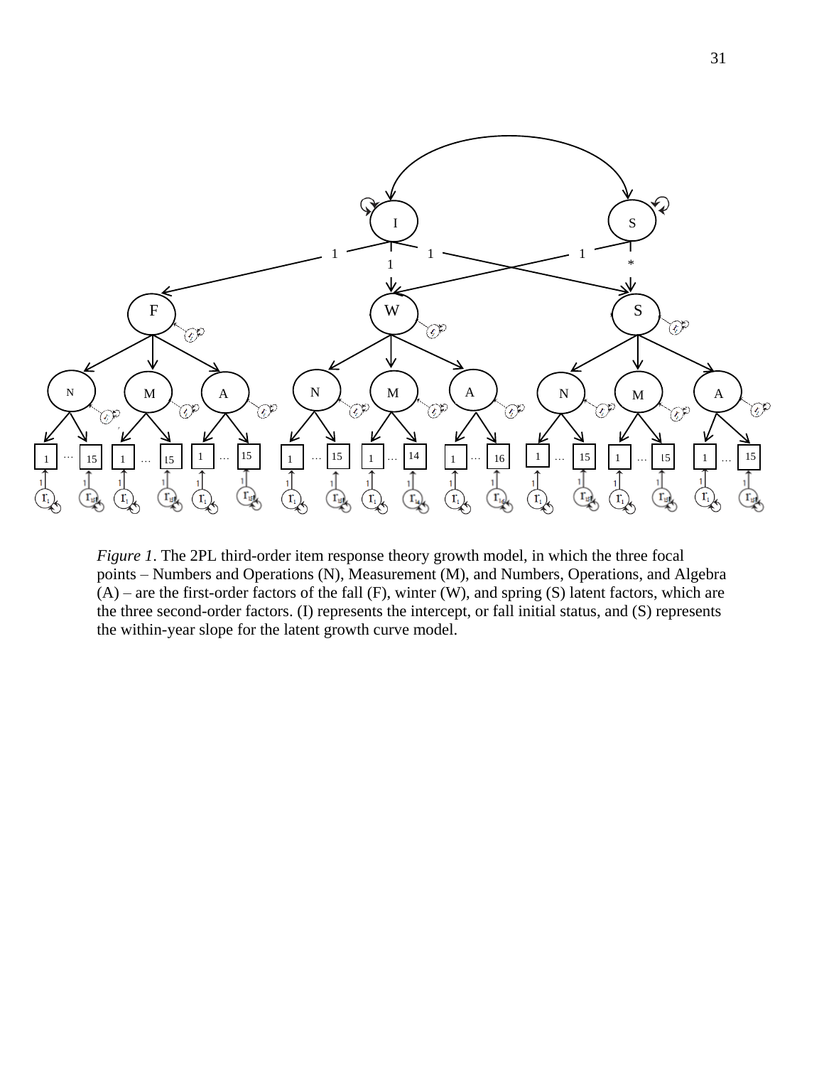I S

1 1 1 1 *

F W S

N M A N M A N M A

1 … 15 1 … 15 1 … 15 1 … 15 1 … 14 1 … 16 1 … 15 1 … 15 1 … 15

*Figure 1*. The 2PL third-order item response theory growth model, in which the three focal points – Numbers and Operations (N), Measurement (M), and Numbers, Operations, and Algebra (A) – are the first-order factors of the fall (F), winter (W), and spring (S) latent factors, which are the three second-order factors. (I) represents the intercept, or fall initial status, and (S) represents the within-year slope for the latent growth curve model.